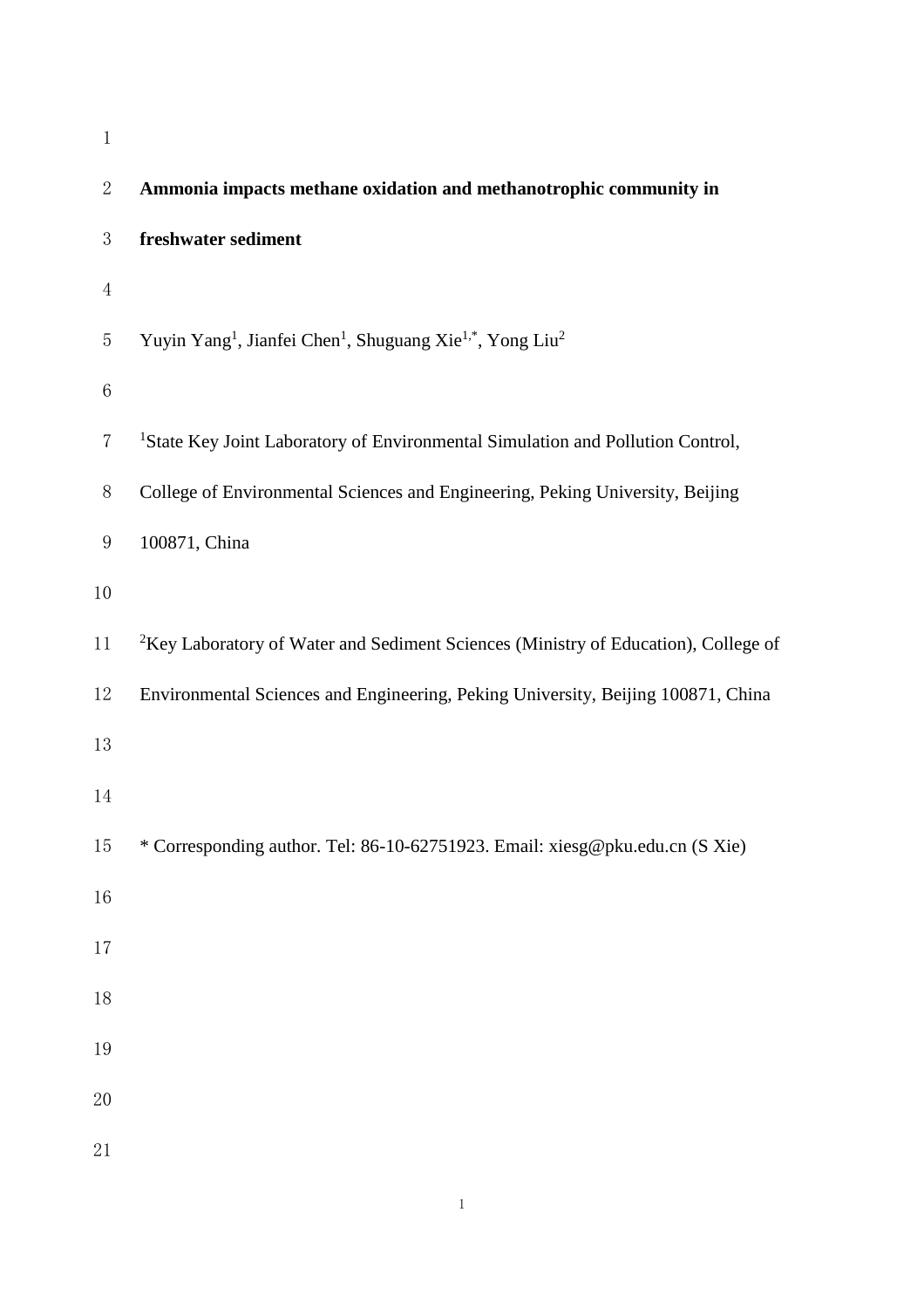# Ammonia impacts methane oxidation and methanotrophic community in freshwater sediment

Yuyin Yang[1], Jianfei Chen[1], Shuguang Xie[1,*], Yong Liu[2]

[1]State Key Joint Laboratory of Environmental Simulation and Pollution Control, College of Environmental Sciences and Engineering, Peking University, Beijing 100871, China

[2]Key Laboratory of Water and Sediment Sciences (Ministry of Education), College of Environmental Sciences and Engineering, Peking University, Beijing 100871, China

* Corresponding author. Tel: 86-10-62751923. Email: xiesg@pku.edu.cn (S Xie)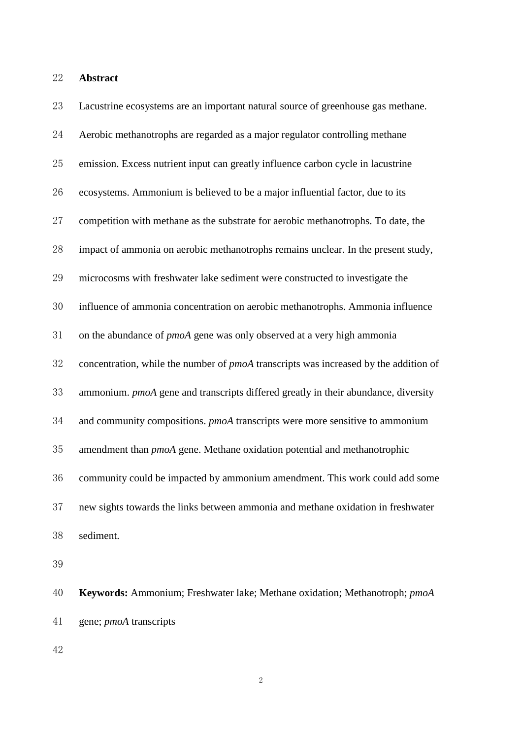## Abstract

Lacustrine ecosystems are an important natural source of greenhouse gas methane. Aerobic methanotrophs are regarded as a major regulator controlling methane emission. Excess nutrient input can greatly influence carbon cycle in lacustrine ecosystems. Ammonium is believed to be a major influential factor, due to its competition with methane as the substrate for aerobic methanotrophs. To date, the impact of ammonia on aerobic methanotrophs remains unclear. In the present study, microcosms with freshwater lake sediment were constructed to investigate the influence of ammonia concentration on aerobic methanotrophs. Ammonia influence on the abundance of *pmoA* gene was only observed at a very high ammonia concentration, while the number of *pmoA* transcripts was increased by the addition of ammonium. *pmoA* gene and transcripts differed greatly in their abundance, diversity and community compositions. *pmoA* transcripts were more sensitive to ammonium amendment than *pmoA* gene. Methane oxidation potential and methanotrophic community could be impacted by ammonium amendment. This work could add some new sights towards the links between ammonia and methane oxidation in freshwater sediment.

**Keywords:** Ammonium; Freshwater lake; Methane oxidation; Methanotroph; *pmoA* gene; *pmoA* transcripts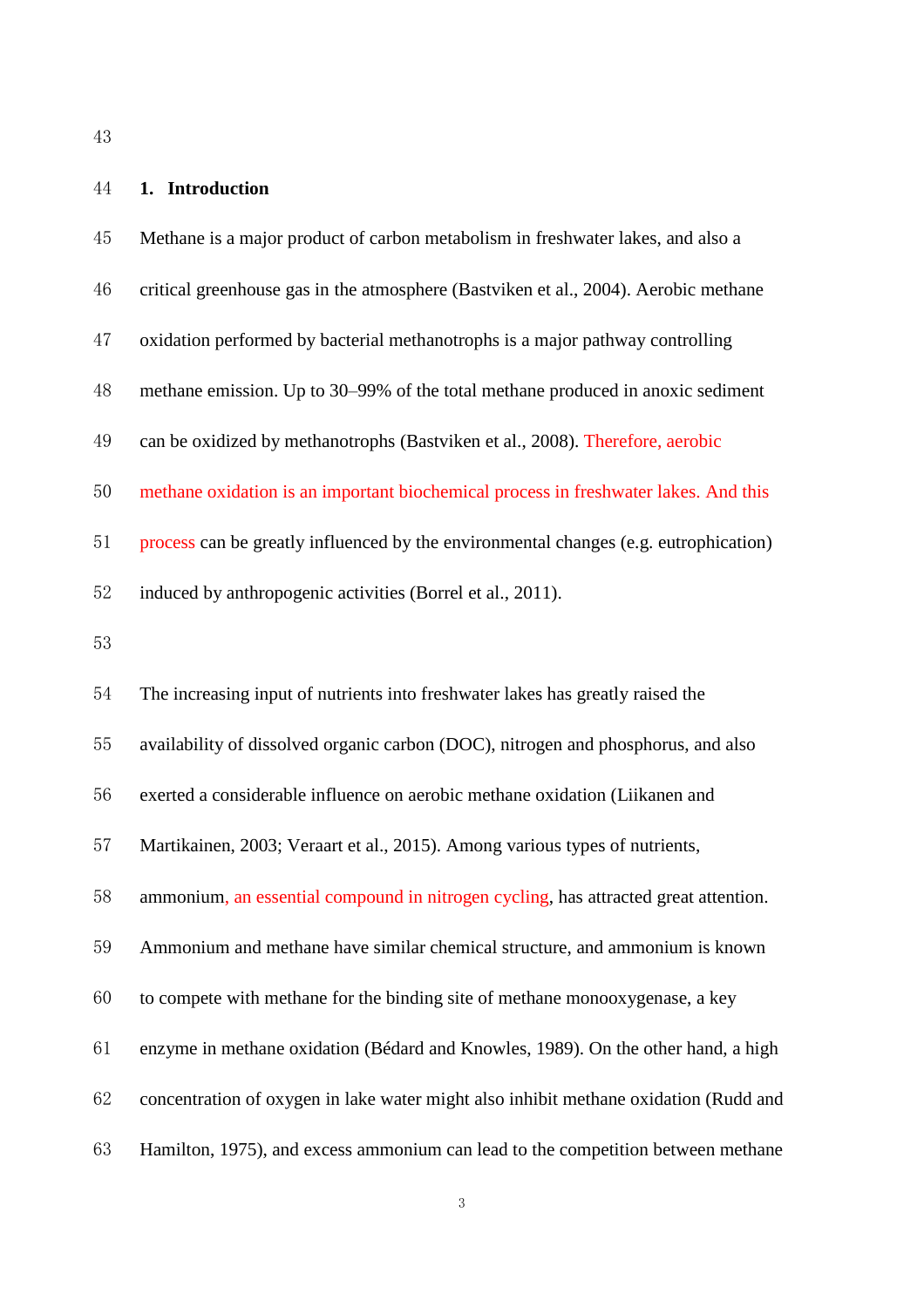## 1. Introduction

Methane is a major product of carbon metabolism in freshwater lakes, and also a critical greenhouse gas in the atmosphere (Bastviken et al., 2004). Aerobic methane oxidation performed by bacterial methanotrophs is a major pathway controlling methane emission. Up to 30–99% of the total methane produced in anoxic sediment can be oxidized by methanotrophs (Bastviken et al., 2008). Therefore, aerobic methane oxidation is an important biochemical process in freshwater lakes. And this process can be greatly influenced by the environmental changes (e.g. eutrophication) induced by anthropogenic activities (Borrel et al., 2011).

The increasing input of nutrients into freshwater lakes has greatly raised the availability of dissolved organic carbon (DOC), nitrogen and phosphorus, and also exerted a considerable influence on aerobic methane oxidation (Liikanen and Martikainen, 2003; Veraart et al., 2015). Among various types of nutrients, ammonium, an essential compound in nitrogen cycling, has attracted great attention. Ammonium and methane have similar chemical structure, and ammonium is known to compete with methane for the binding site of methane monooxygenase, a key enzyme in methane oxidation (Bédard and Knowles, 1989). On the other hand, a high concentration of oxygen in lake water might also inhibit methane oxidation (Rudd and Hamilton, 1975), and excess ammonium can lead to the competition between methane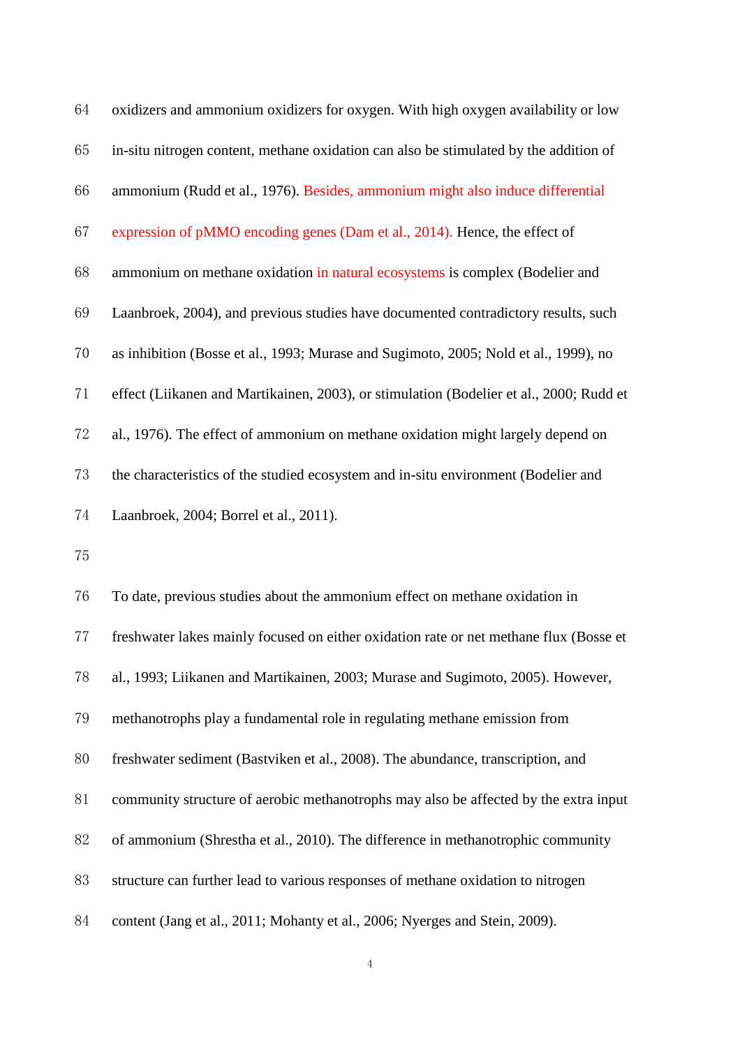oxidizers and ammonium oxidizers for oxygen. With high oxygen availability or low in-situ nitrogen content, methane oxidation can also be stimulated by the addition of ammonium (Rudd et al., 1976). Besides, ammonium might also induce differential expression of pMMO encoding genes (Dam et al., 2014). Hence, the effect of ammonium on methane oxidation in natural ecosystems is complex (Bodelier and Laanbroek, 2004), and previous studies have documented contradictory results, such as inhibition (Bosse et al., 1993; Murase and Sugimoto, 2005; Nold et al., 1999), no effect (Liikanen and Martikainen, 2003), or stimulation (Bodelier et al., 2000; Rudd et al., 1976). The effect of ammonium on methane oxidation might largely depend on the characteristics of the studied ecosystem and in-situ environment (Bodelier and Laanbroek, 2004; Borrel et al., 2011).

To date, previous studies about the ammonium effect on methane oxidation in freshwater lakes mainly focused on either oxidation rate or net methane flux (Bosse et al., 1993; Liikanen and Martikainen, 2003; Murase and Sugimoto, 2005). However, methanotrophs play a fundamental role in regulating methane emission from freshwater sediment (Bastviken et al., 2008). The abundance, transcription, and community structure of aerobic methanotrophs may also be affected by the extra input of ammonium (Shrestha et al., 2010). The difference in methanotrophic community structure can further lead to various responses of methane oxidation to nitrogen content (Jang et al., 2011; Mohanty et al., 2006; Nyerges and Stein, 2009).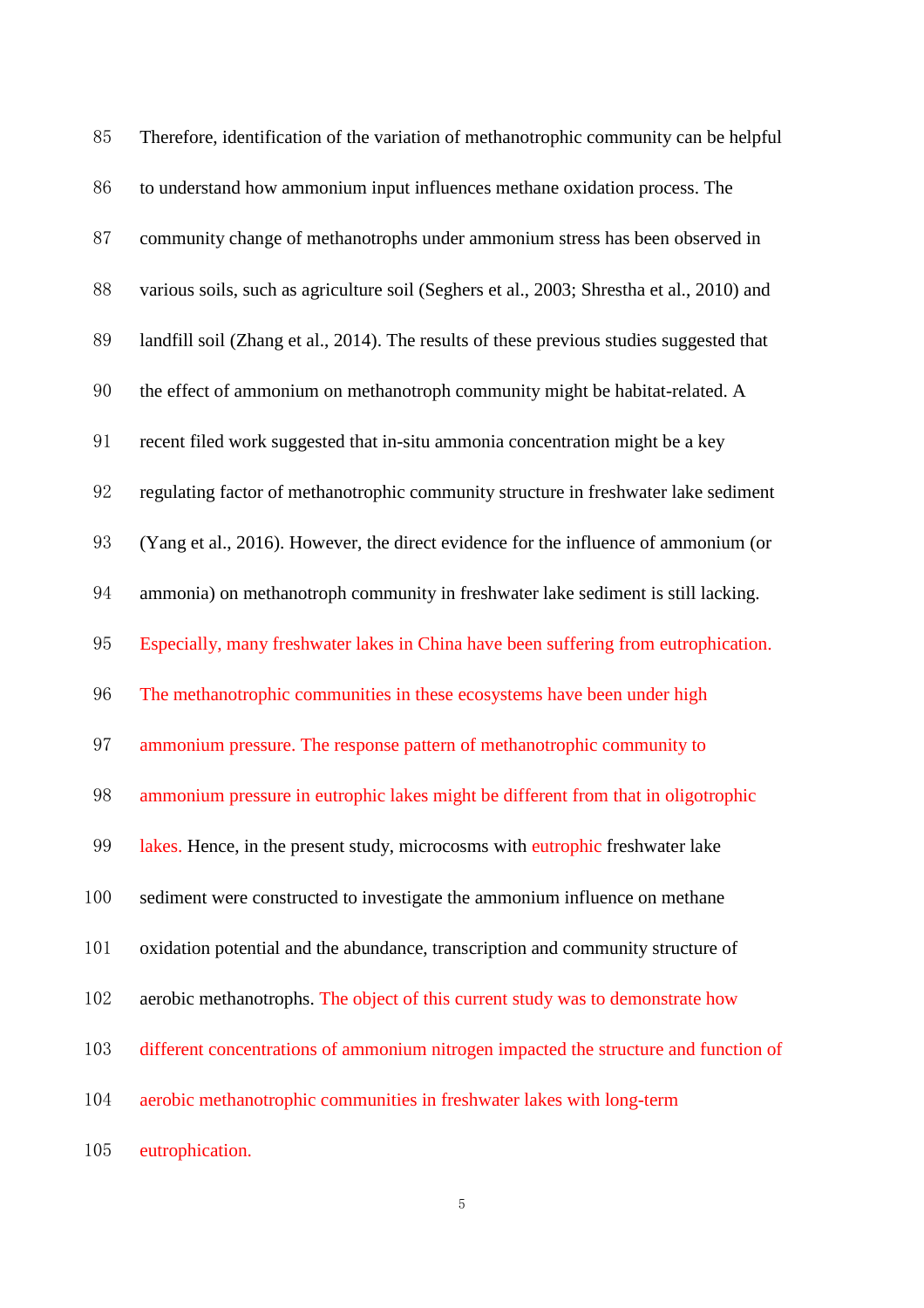Therefore, identification of the variation of methanotrophic community can be helpful to understand how ammonium input influences methane oxidation process. The community change of methanotrophs under ammonium stress has been observed in various soils, such as agriculture soil (Seghers et al., 2003; Shrestha et al., 2010) and landfill soil (Zhang et al., 2014). The results of these previous studies suggested that the effect of ammonium on methanotroph community might be habitat-related. A recent filed work suggested that in-situ ammonia concentration might be a key regulating factor of methanotrophic community structure in freshwater lake sediment (Yang et al., 2016). However, the direct evidence for the influence of ammonium (or ammonia) on methanotroph community in freshwater lake sediment is still lacking. Especially, many freshwater lakes in China have been suffering from eutrophication. The methanotrophic communities in these ecosystems have been under high ammonium pressure. The response pattern of methanotrophic community to ammonium pressure in eutrophic lakes might be different from that in oligotrophic lakes. Hence, in the present study, microcosms with eutrophic freshwater lake sediment were constructed to investigate the ammonium influence on methane oxidation potential and the abundance, transcription and community structure of aerobic methanotrophs. The object of this current study was to demonstrate how different concentrations of ammonium nitrogen impacted the structure and function of aerobic methanotrophic communities in freshwater lakes with long-term eutrophication.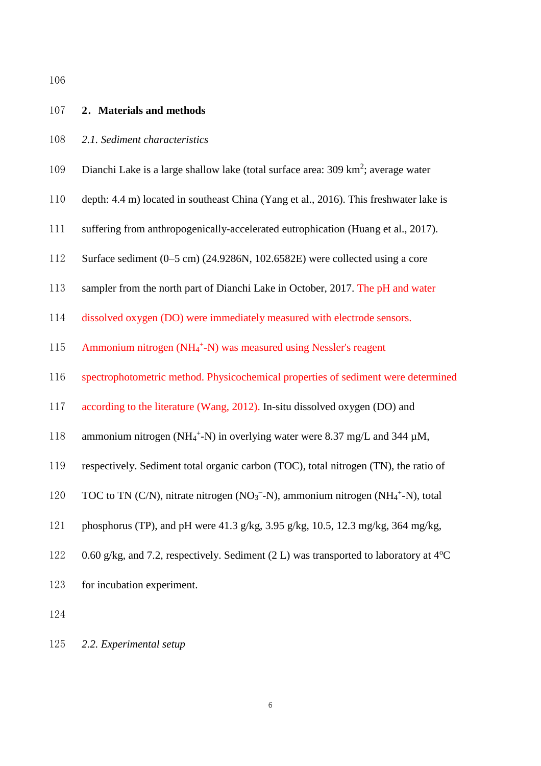## 2. Materials and methods

### *2.1. Sediment characteristics*

Dianchi Lake is a large shallow lake (total surface area: 309 km$^2$; average water depth: 4.4 m) located in southeast China (Yang et al., 2016). This freshwater lake is suffering from anthropogenically-accelerated eutrophication (Huang et al., 2017). Surface sediment (0–5 cm) (24.9286N, 102.6582E) were collected using a core sampler from the north part of Dianchi Lake in October, 2017. The pH and water dissolved oxygen (DO) were immediately measured with electrode sensors. Ammonium nitrogen ($NH_4^+$-N) was measured using Nessler's reagent spectrophotometric method. Physicochemical properties of sediment were determined according to the literature (Wang, 2012). In-situ dissolved oxygen (DO) and ammonium nitrogen ($NH_4^+$-N) in overlying water were 8.37 mg/L and 344 μM, respectively. Sediment total organic carbon (TOC), total nitrogen (TN), the ratio of TOC to TN (C/N), nitrate nitrogen ($NO_3^-$-N), ammonium nitrogen ($NH_4^+$-N), total phosphorus (TP), and pH were 41.3 g/kg, 3.95 g/kg, 10.5, 12.3 mg/kg, 364 mg/kg, 0.60 g/kg, and 7.2, respectively. Sediment (2 L) was transported to laboratory at 4$^o$C for incubation experiment.

### *2.2. Experimental setup*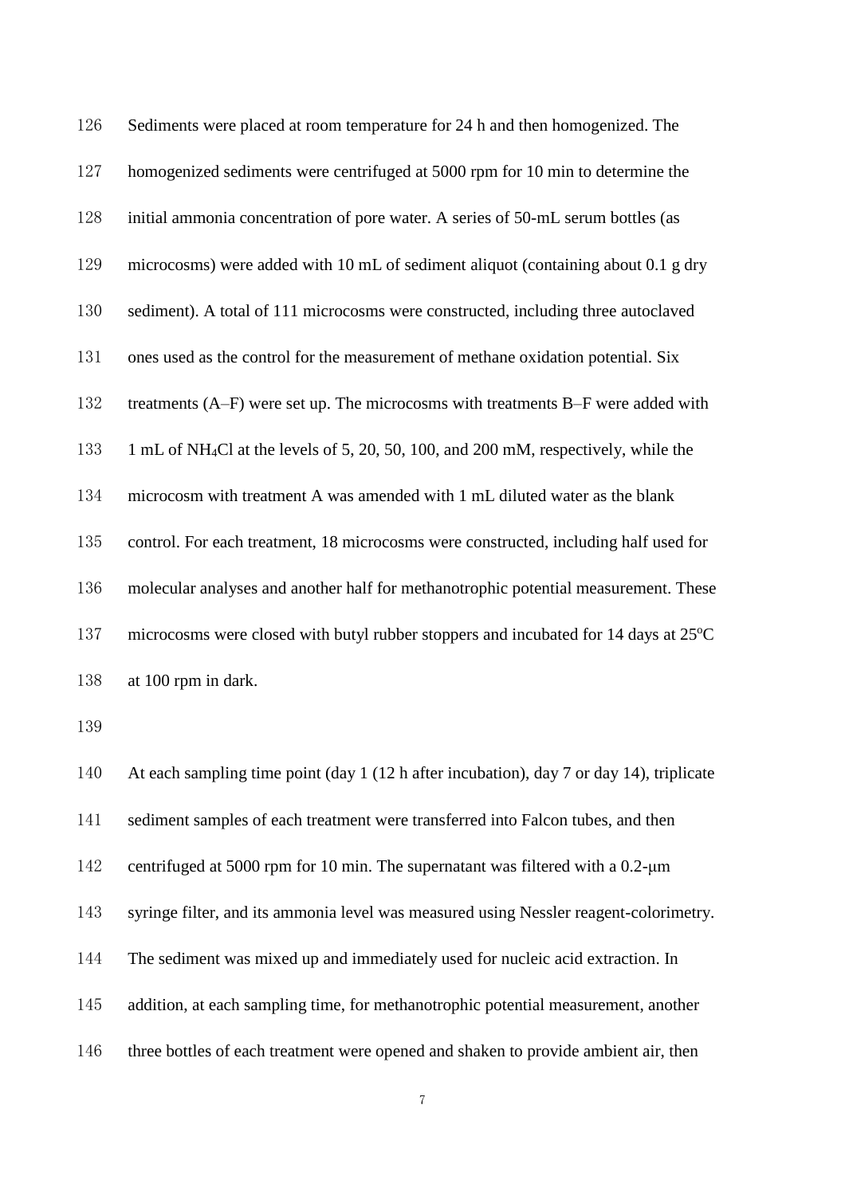Sediments were placed at room temperature for 24 h and then homogenized. The homogenized sediments were centrifuged at 5000 rpm for 10 min to determine the initial ammonia concentration of pore water. A series of 50-mL serum bottles (as microcosms) were added with 10 mL of sediment aliquot (containing about 0.1 g dry sediment). A total of 111 microcosms were constructed, including three autoclaved ones used as the control for the measurement of methane oxidation potential. Six treatments (A–F) were set up. The microcosms with treatments B–F were added with 1 mL of $NH_4Cl$ at the levels of 5, 20, 50, 100, and 200 mM, respectively, while the microcosm with treatment A was amended with 1 mL diluted water as the blank control. For each treatment, 18 microcosms were constructed, including half used for molecular analyses and another half for methanotrophic potential measurement. These microcosms were closed with butyl rubber stoppers and incubated for 14 days at 25°C at 100 rpm in dark.

At each sampling time point (day 1 (12 h after incubation), day 7 or day 14), triplicate sediment samples of each treatment were transferred into Falcon tubes, and then centrifuged at 5000 rpm for 10 min. The supernatant was filtered with a 0.2-μm syringe filter, and its ammonia level was measured using Nessler reagent-colorimetry. The sediment was mixed up and immediately used for nucleic acid extraction. In addition, at each sampling time, for methanotrophic potential measurement, another three bottles of each treatment were opened and shaken to provide ambient air, then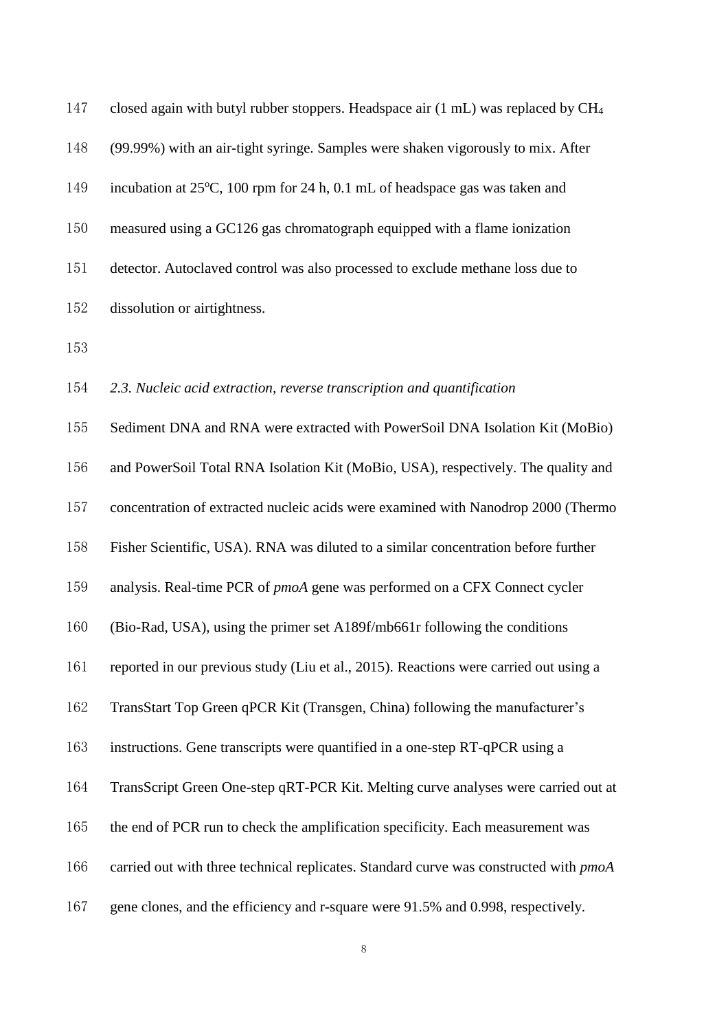closed again with butyl rubber stoppers. Headspace air (1 mL) was replaced by $CH_4$ (99.99%) with an air-tight syringe. Samples were shaken vigorously to mix. After incubation at 25ºC, 100 rpm for 24 h, 0.1 mL of headspace gas was taken and measured using a GC126 gas chromatograph equipped with a flame ionization detector. Autoclaved control was also processed to exclude methane loss due to dissolution or airtightness.

*2.3. Nucleic acid extraction, reverse transcription and quantification*

Sediment DNA and RNA were extracted with PowerSoil DNA Isolation Kit (MoBio) and PowerSoil Total RNA Isolation Kit (MoBio, USA), respectively. The quality and concentration of extracted nucleic acids were examined with Nanodrop 2000 (Thermo Fisher Scientific, USA). RNA was diluted to a similar concentration before further analysis. Real-time PCR of *pmoA* gene was performed on a CFX Connect cycler (Bio-Rad, USA), using the primer set A189f/mb661r following the conditions reported in our previous study (Liu et al., 2015). Reactions were carried out using a TransStart Top Green qPCR Kit (Transgen, China) following the manufacturer's instructions. Gene transcripts were quantified in a one-step RT-qPCR using a TransScript Green One-step qRT-PCR Kit. Melting curve analyses were carried out at the end of PCR run to check the amplification specificity. Each measurement was carried out with three technical replicates. Standard curve was constructed with *pmoA* gene clones, and the efficiency and r-square were 91.5% and 0.998, respectively.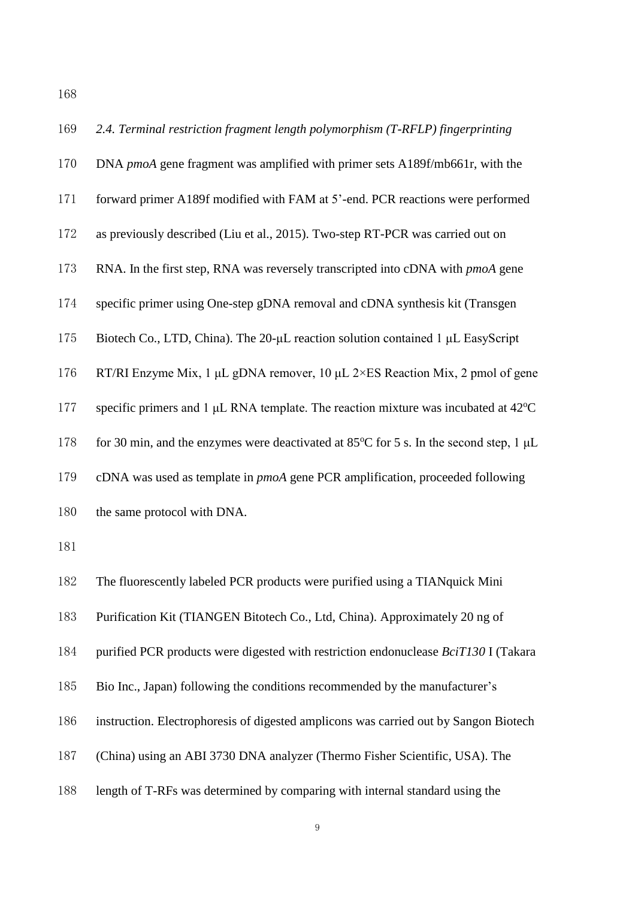### *2.4. Terminal restriction fragment length polymorphism (T-RFLP) fingerprinting*

DNA *pmoA* gene fragment was amplified with primer sets A189f/mb661r, with the forward primer A189f modified with FAM at 5'-end. PCR reactions were performed as previously described (Liu et al., 2015). Two-step RT-PCR was carried out on RNA. In the first step, RNA was reversely transcripted into cDNA with *pmoA* gene specific primer using One-step gDNA removal and cDNA synthesis kit (Transgen Biotech Co., LTD, China). The 20-μL reaction solution contained 1 μL EasyScript RT/RI Enzyme Mix, 1 μL gDNA remover, 10 μL 2×ES Reaction Mix, 2 pmol of gene specific primers and 1 μL RNA template. The reaction mixture was incubated at 42$^{o}$C for 30 min, and the enzymes were deactivated at 85$^{o}$C for 5 s. In the second step, 1 μL cDNA was used as template in *pmoA* gene PCR amplification, proceeded following the same protocol with DNA.

The fluorescently labeled PCR products were purified using a TIANquick Mini Purification Kit (TIANGEN Bitotech Co., Ltd, China). Approximately 20 ng of purified PCR products were digested with restriction endonuclease *BciT130* I (Takara Bio Inc., Japan) following the conditions recommended by the manufacturer's instruction. Electrophoresis of digested amplicons was carried out by Sangon Biotech (China) using an ABI 3730 DNA analyzer (Thermo Fisher Scientific, USA). The length of T-RFs was determined by comparing with internal standard using the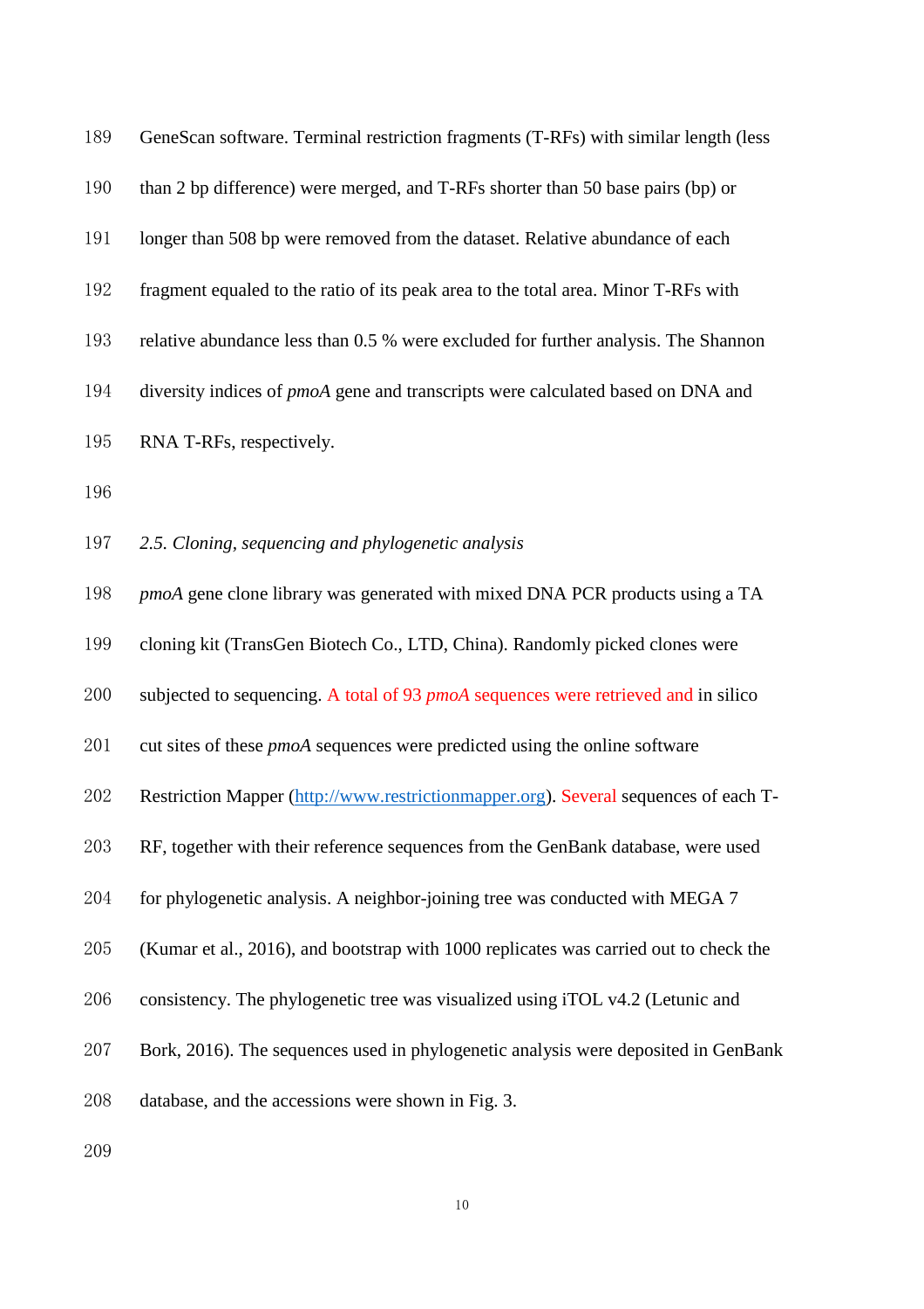GeneScan software. Terminal restriction fragments (T-RFs) with similar length (less than 2 bp difference) were merged, and T-RFs shorter than 50 base pairs (bp) or longer than 508 bp were removed from the dataset. Relative abundance of each fragment equaled to the ratio of its peak area to the total area. Minor T-RFs with relative abundance less than 0.5 % were excluded for further analysis. The Shannon diversity indices of *pmoA* gene and transcripts were calculated based on DNA and RNA T-RFs, respectively.

### *2.5. Cloning, sequencing and phylogenetic analysis*

*pmoA* gene clone library was generated with mixed DNA PCR products using a TA cloning kit (TransGen Biotech Co., LTD, China). Randomly picked clones were subjected to sequencing. A total of 93 *pmoA* sequences were retrieved and in silico cut sites of these *pmoA* sequences were predicted using the online software Restriction Mapper (http://www.restrictionmapper.org). Several sequences of each T-RF, together with their reference sequences from the GenBank database, were used for phylogenetic analysis. A neighbor-joining tree was conducted with MEGA 7 (Kumar et al., 2016), and bootstrap with 1000 replicates was carried out to check the consistency. The phylogenetic tree was visualized using iTOL v4.2 (Letunic and Bork, 2016). The sequences used in phylogenetic analysis were deposited in GenBank database, and the accessions were shown in Fig. 3.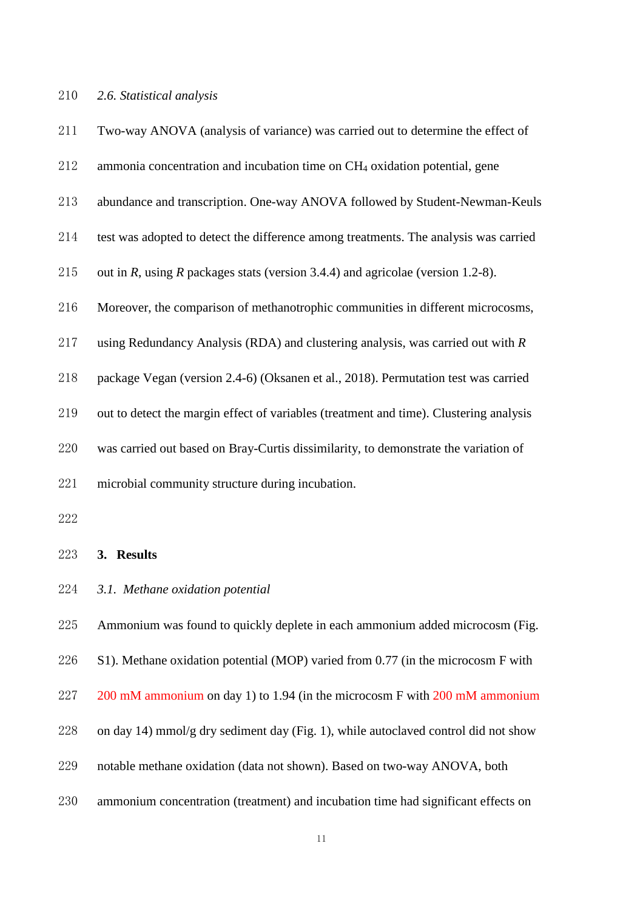### *2.6. Statistical analysis*

Two-way ANOVA (analysis of variance) was carried out to determine the effect of ammonia concentration and incubation time on $CH_4$ oxidation potential, gene abundance and transcription. One-way ANOVA followed by Student-Newman-Keuls test was adopted to detect the difference among treatments. The analysis was carried out in *R*, using *R* packages stats (version 3.4.4) and agricolae (version 1.2-8). Moreover, the comparison of methanotrophic communities in different microcosms, using Redundancy Analysis (RDA) and clustering analysis, was carried out with *R* package Vegan (version 2.4-6) (Oksanen et al., 2018). Permutation test was carried out to detect the margin effect of variables (treatment and time). Clustering analysis was carried out based on Bray-Curtis dissimilarity, to demonstrate the variation of microbial community structure during incubation.

## 3. Results

### *3.1. Methane oxidation potential*

Ammonium was found to quickly deplete in each ammonium added microcosm (Fig. S1). Methane oxidation potential (MOP) varied from 0.77 (in the microcosm F with 200 mM ammonium on day 1) to 1.94 (in the microcosm F with 200 mM ammonium on day 14) mmol/g dry sediment day (Fig. 1), while autoclaved control did not show notable methane oxidation (data not shown). Based on two-way ANOVA, both ammonium concentration (treatment) and incubation time had significant effects on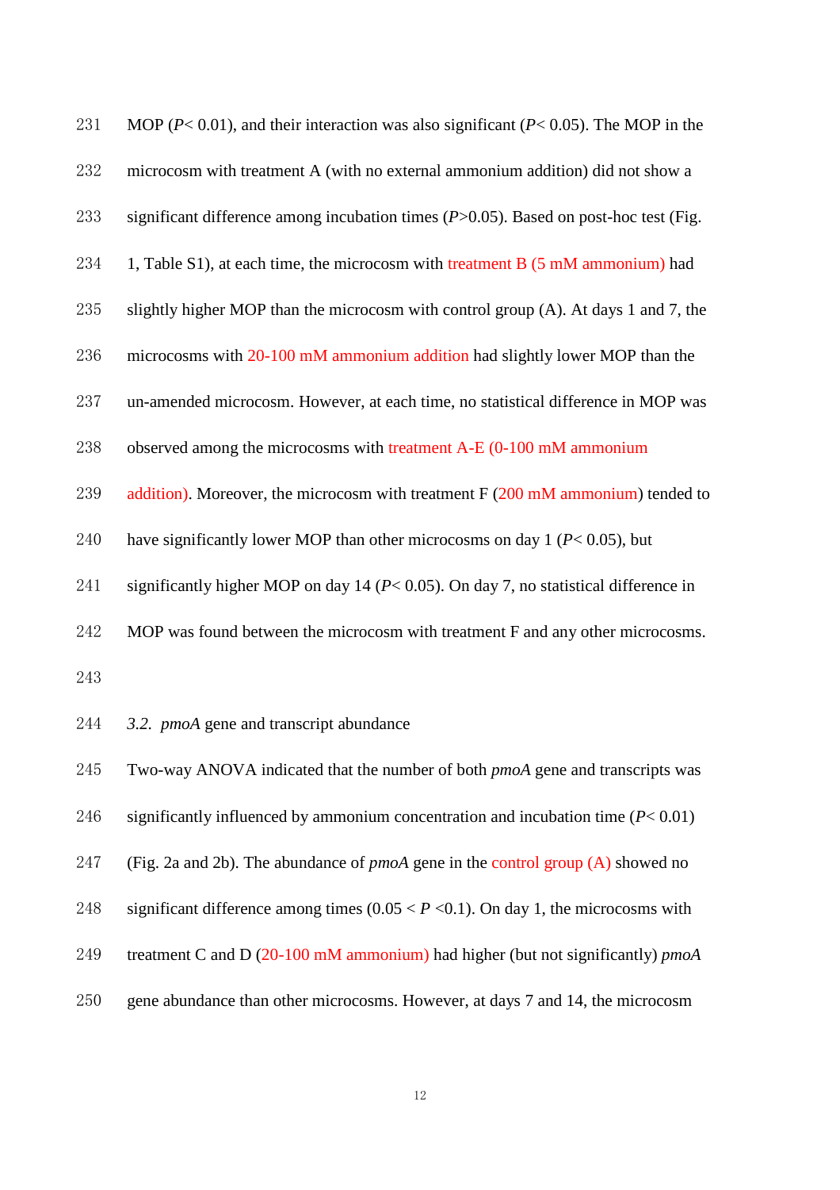MOP ($P < 0.01$), and their interaction was also significant ($P < 0.05$). The MOP in the microcosm with treatment A (with no external ammonium addition) did not show a significant difference among incubation times ($P > 0.05$). Based on post-hoc test (Fig. 1, Table S1), at each time, the microcosm with treatment B (5 mM ammonium) had slightly higher MOP than the microcosm with control group (A). At days 1 and 7, the microcosms with 20-100 mM ammonium addition had slightly lower MOP than the un-amended microcosm. However, at each time, no statistical difference in MOP was observed among the microcosms with treatment A-E (0-100 mM ammonium addition). Moreover, the microcosm with treatment F (200 mM ammonium) tended to have significantly lower MOP than other microcosms on day 1 ($P < 0.05$), but significantly higher MOP on day 14 ($P < 0.05$). On day 7, no statistical difference in MOP was found between the microcosm with treatment F and any other microcosms.

### *3.2. pmoA* gene and transcript abundance

Two-way ANOVA indicated that the number of both *pmoA* gene and transcripts was significantly influenced by ammonium concentration and incubation time ($P < 0.01$) (Fig. 2a and 2b). The abundance of *pmoA* gene in the control group (A) showed no significant difference among times ($0.05 < P < 0.1$). On day 1, the microcosms with treatment C and D (20-100 mM ammonium) had higher (but not significantly) *pmoA* gene abundance than other microcosms. However, at days 7 and 14, the microcosm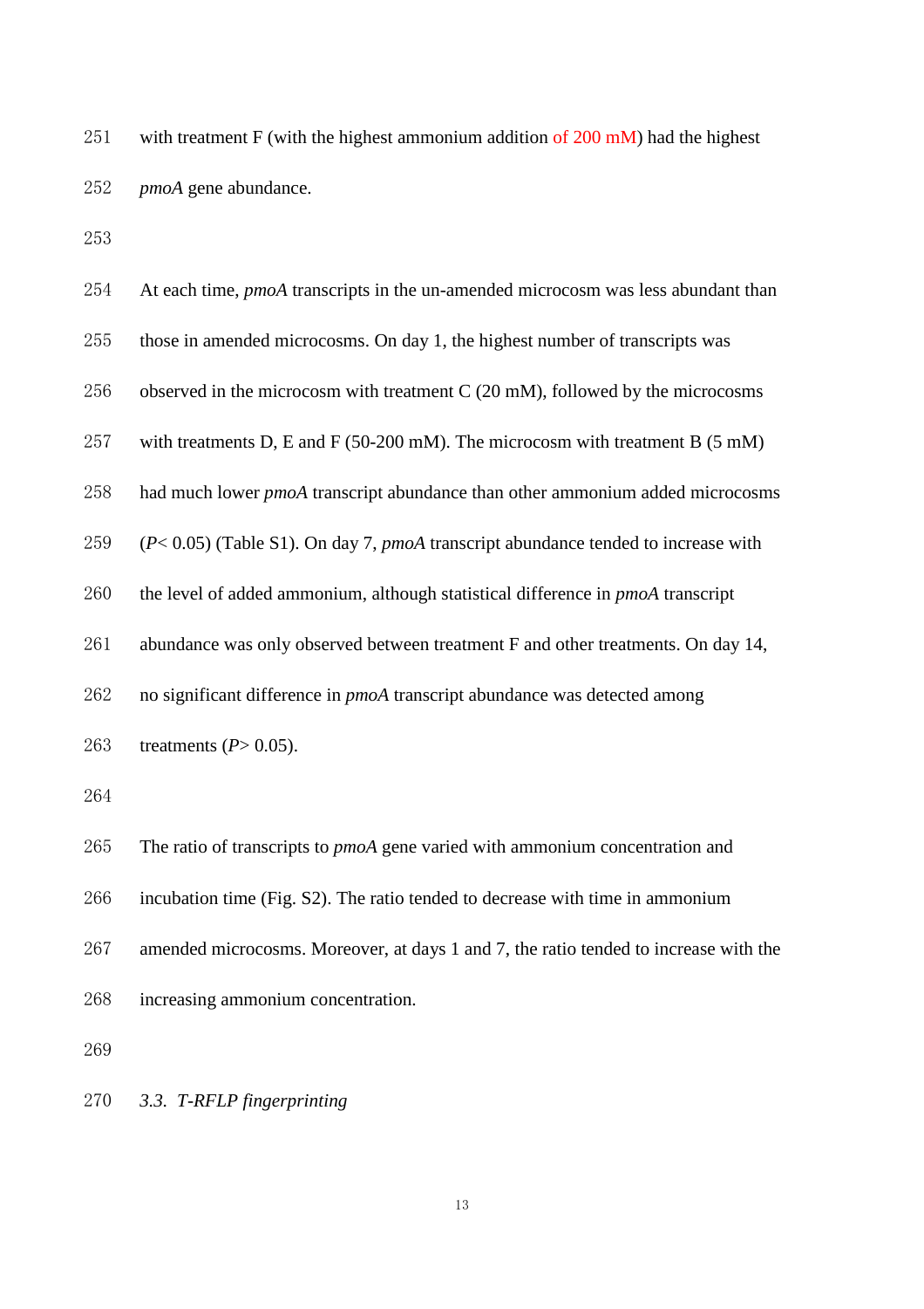with treatment F (with the highest ammonium addition of 200 mM) had the highest *pmoA* gene abundance.

At each time, *pmoA* transcripts in the un-amended microcosm was less abundant than those in amended microcosms. On day 1, the highest number of transcripts was observed in the microcosm with treatment C (20 mM), followed by the microcosms with treatments D, E and F (50-200 mM). The microcosm with treatment B (5 mM) had much lower *pmoA* transcript abundance than other ammonium added microcosms ($P < 0.05$) (Table S1). On day 7, *pmoA* transcript abundance tended to increase with the level of added ammonium, although statistical difference in *pmoA* transcript abundance was only observed between treatment F and other treatments. On day 14, no significant difference in *pmoA* transcript abundance was detected among treatments ($P > 0.05$).

The ratio of transcripts to *pmoA* gene varied with ammonium concentration and incubation time (Fig. S2). The ratio tended to decrease with time in ammonium amended microcosms. Moreover, at days 1 and 7, the ratio tended to increase with the increasing ammonium concentration.

### *3.3. T-RFLP fingerprinting*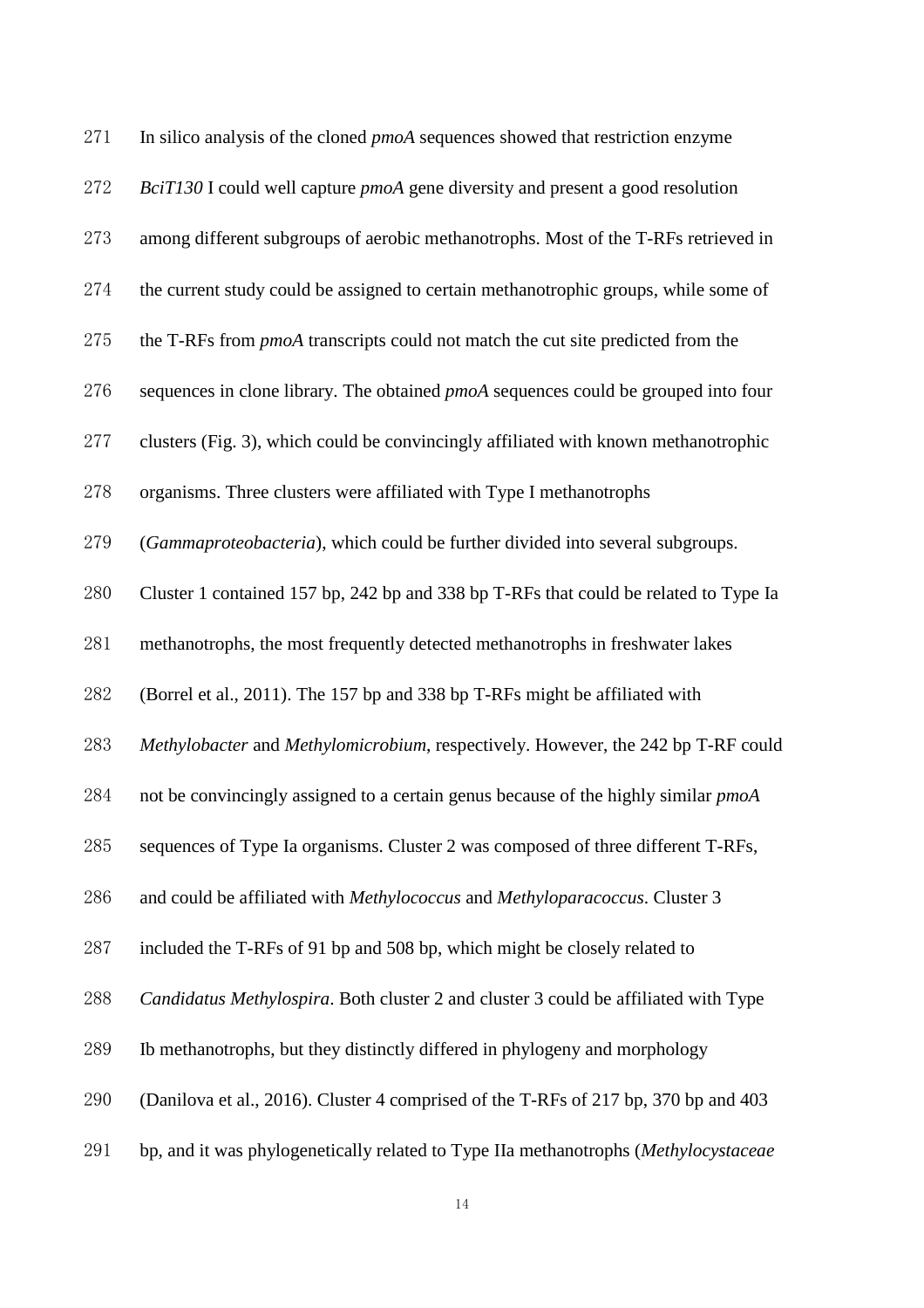In silico analysis of the cloned *pmoA* sequences showed that restriction enzyme *BciT130* I could well capture *pmoA* gene diversity and present a good resolution among different subgroups of aerobic methanotrophs. Most of the T-RFs retrieved in the current study could be assigned to certain methanotrophic groups, while some of the T-RFs from *pmoA* transcripts could not match the cut site predicted from the sequences in clone library. The obtained *pmoA* sequences could be grouped into four clusters (Fig. 3), which could be convincingly affiliated with known methanotrophic organisms. Three clusters were affiliated with Type I methanotrophs (*Gammaproteobacteria*), which could be further divided into several subgroups. Cluster 1 contained 157 bp, 242 bp and 338 bp T-RFs that could be related to Type Ia methanotrophs, the most frequently detected methanotrophs in freshwater lakes (Borrel et al., 2011). The 157 bp and 338 bp T-RFs might be affiliated with *Methylobacter* and *Methylomicrobium*, respectively. However, the 242 bp T-RF could not be convincingly assigned to a certain genus because of the highly similar *pmoA* sequences of Type Ia organisms. Cluster 2 was composed of three different T-RFs, and could be affiliated with *Methylococcus* and *Methyloparacoccus*. Cluster 3 included the T-RFs of 91 bp and 508 bp, which might be closely related to *Candidatus Methylospira*. Both cluster 2 and cluster 3 could be affiliated with Type Ib methanotrophs, but they distinctly differed in phylogeny and morphology (Danilova et al., 2016). Cluster 4 comprised of the T-RFs of 217 bp, 370 bp and 403 bp, and it was phylogenetically related to Type IIa methanotrophs (*Methylocystaceae*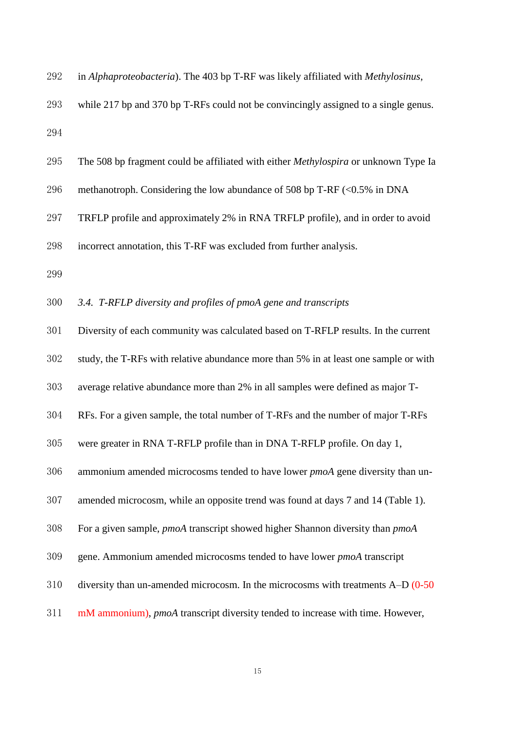in *Alphaproteobacteria*). The 403 bp T-RF was likely affiliated with *Methylosinus*, while 217 bp and 370 bp T-RFs could not be convincingly assigned to a single genus.

The 508 bp fragment could be affiliated with either *Methylospira* or unknown Type Ia methanotroph. Considering the low abundance of 508 bp T-RF (<0.5% in DNA TRFLP profile and approximately 2% in RNA TRFLP profile), and in order to avoid incorrect annotation, this T-RF was excluded from further analysis.

### *3.4. T-RFLP diversity and profiles of pmoA gene and transcripts*

Diversity of each community was calculated based on T-RFLP results. In the current study, the T-RFs with relative abundance more than 5% in at least one sample or with average relative abundance more than 2% in all samples were defined as major T-RFs. For a given sample, the total number of T-RFs and the number of major T-RFs were greater in RNA T-RFLP profile than in DNA T-RFLP profile. On day 1, ammonium amended microcosms tended to have lower *pmoA* gene diversity than un-amended microcosm, while an opposite trend was found at days 7 and 14 (Table 1). For a given sample, *pmoA* transcript showed higher Shannon diversity than *pmoA* gene. Ammonium amended microcosms tended to have lower *pmoA* transcript diversity than un-amended microcosm. In the microcosms with treatments A–D (0-50 mM ammonium), *pmoA* transcript diversity tended to increase with time. However,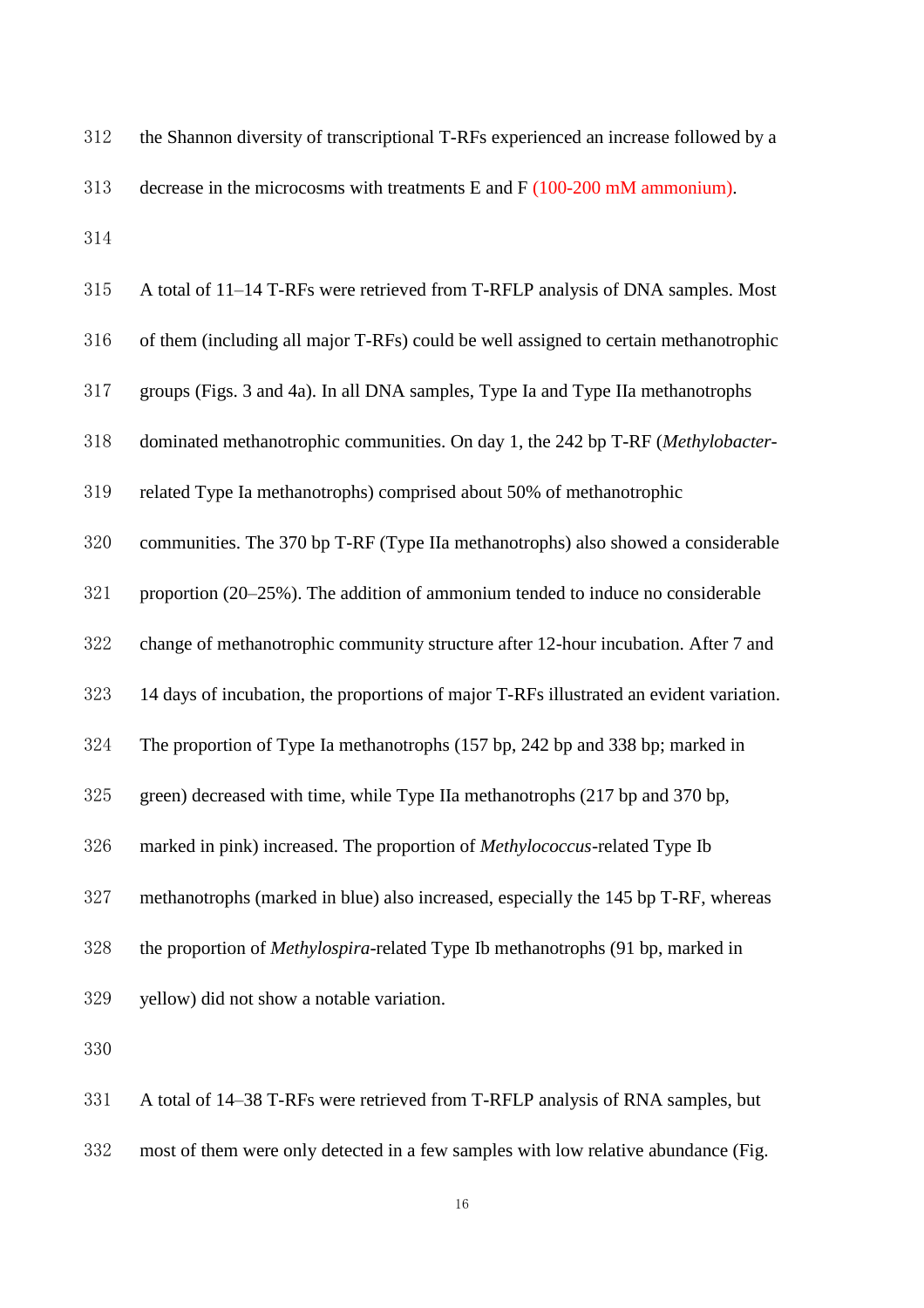the Shannon diversity of transcriptional T-RFs experienced an increase followed by a decrease in the microcosms with treatments E and F (100-200 mM ammonium).

A total of 11–14 T-RFs were retrieved from T-RFLP analysis of DNA samples. Most of them (including all major T-RFs) could be well assigned to certain methanotrophic groups (Figs. 3 and 4a). In all DNA samples, Type Ia and Type IIa methanotrophs dominated methanotrophic communities. On day 1, the 242 bp T-RF (*Methylobacter*-related Type Ia methanotrophs) comprised about 50% of methanotrophic communities. The 370 bp T-RF (Type IIa methanotrophs) also showed a considerable proportion (20–25%). The addition of ammonium tended to induce no considerable change of methanotrophic community structure after 12-hour incubation. After 7 and 14 days of incubation, the proportions of major T-RFs illustrated an evident variation. The proportion of Type Ia methanotrophs (157 bp, 242 bp and 338 bp; marked in green) decreased with time, while Type IIa methanotrophs (217 bp and 370 bp, marked in pink) increased. The proportion of *Methylococcus*-related Type Ib methanotrophs (marked in blue) also increased, especially the 145 bp T-RF, whereas the proportion of *Methylospira*-related Type Ib methanotrophs (91 bp, marked in yellow) did not show a notable variation.

A total of 14–38 T-RFs were retrieved from T-RFLP analysis of RNA samples, but most of them were only detected in a few samples with low relative abundance (Fig.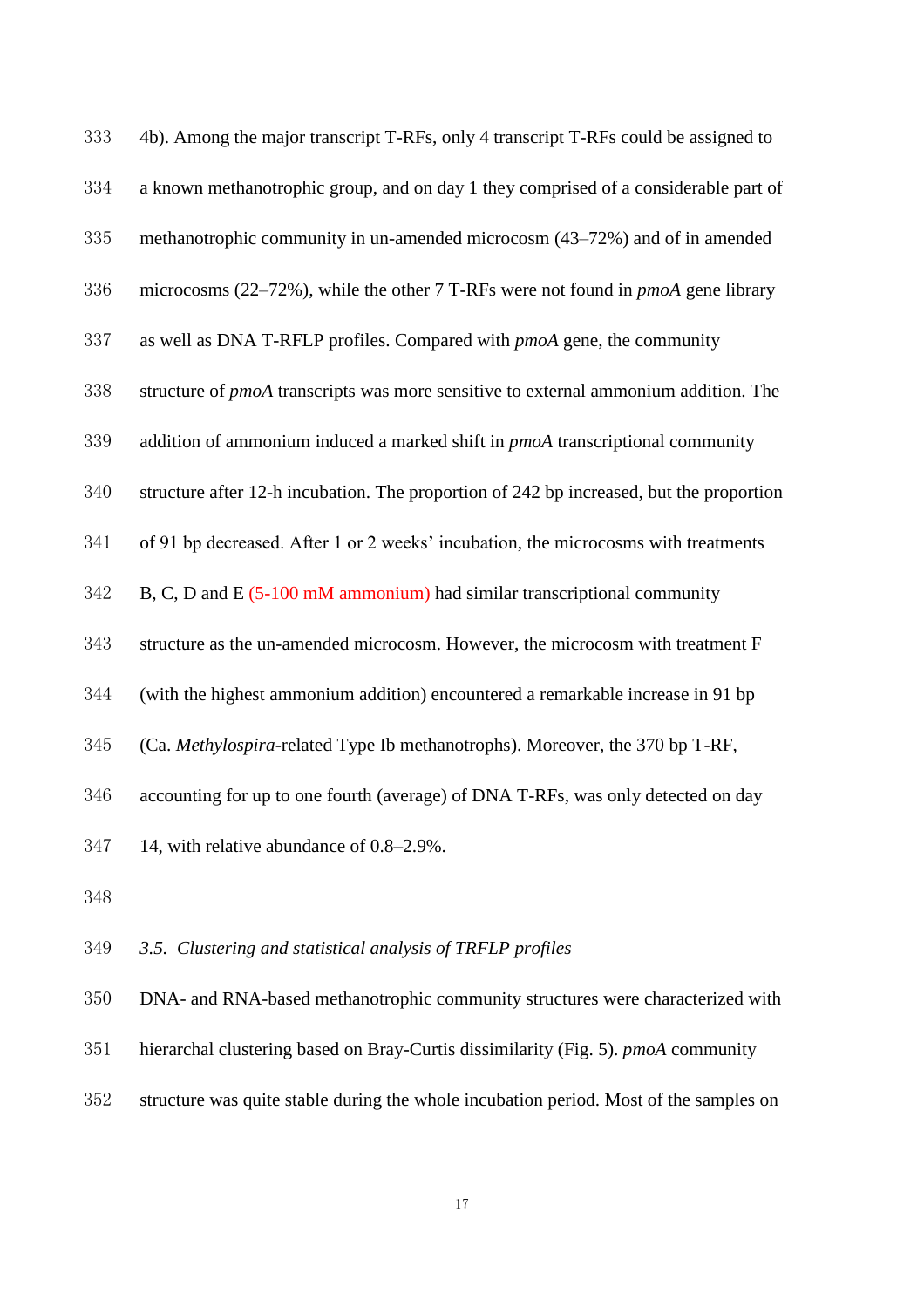4b). Among the major transcript T-RFs, only 4 transcript T-RFs could be assigned to a known methanotrophic group, and on day 1 they comprised of a considerable part of methanotrophic community in un-amended microcosm (43–72%) and of in amended microcosms (22–72%), while the other 7 T-RFs were not found in *pmoA* gene library as well as DNA T-RFLP profiles. Compared with *pmoA* gene, the community structure of *pmoA* transcripts was more sensitive to external ammonium addition. The addition of ammonium induced a marked shift in *pmoA* transcriptional community structure after 12-h incubation. The proportion of 242 bp increased, but the proportion of 91 bp decreased. After 1 or 2 weeks' incubation, the microcosms with treatments B, C, D and E (5-100 mM ammonium) had similar transcriptional community structure as the un-amended microcosm. However, the microcosm with treatment F (with the highest ammonium addition) encountered a remarkable increase in 91 bp (Ca. *Methylospira*-related Type Ib methanotrophs). Moreover, the 370 bp T-RF, accounting for up to one fourth (average) of DNA T-RFs, was only detected on day 14, with relative abundance of 0.8–2.9%.

### *3.5. Clustering and statistical analysis of TRFLP profiles*

DNA- and RNA-based methanotrophic community structures were characterized with hierarchal clustering based on Bray-Curtis dissimilarity (Fig. 5). *pmoA* community structure was quite stable during the whole incubation period. Most of the samples on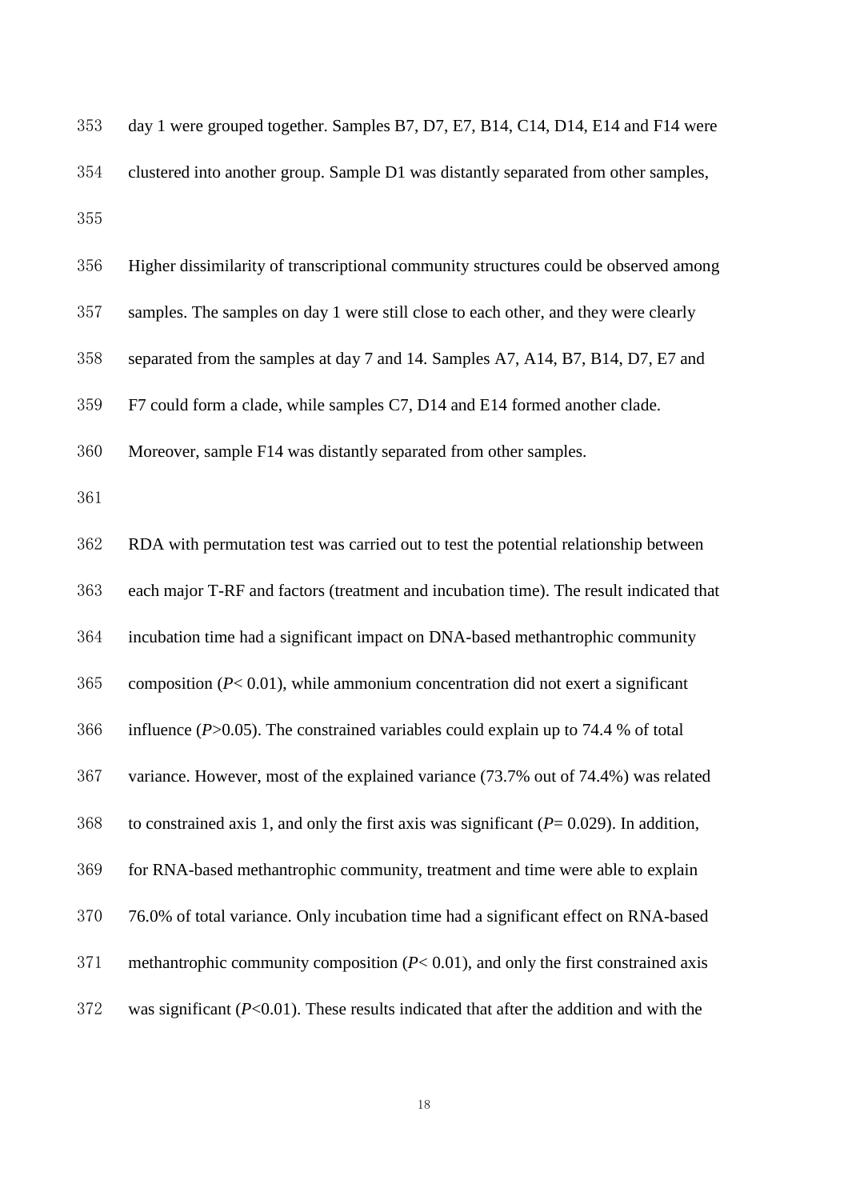day 1 were grouped together. Samples B7, D7, E7, B14, C14, D14, E14 and F14 were clustered into another group. Sample D1 was distantly separated from other samples,

Higher dissimilarity of transcriptional community structures could be observed among samples. The samples on day 1 were still close to each other, and they were clearly separated from the samples at day 7 and 14. Samples A7, A14, B7, B14, D7, E7 and F7 could form a clade, while samples C7, D14 and E14 formed another clade. Moreover, sample F14 was distantly separated from other samples.

RDA with permutation test was carried out to test the potential relationship between each major T-RF and factors (treatment and incubation time). The result indicated that incubation time had a significant impact on DNA-based methantrophic community composition ($P< 0.01$), while ammonium concentration did not exert a significant influence ($P>0.05$). The constrained variables could explain up to 74.4 % of total variance. However, most of the explained variance (73.7% out of 74.4%) was related to constrained axis 1, and only the first axis was significant ($P= 0.029$). In addition, for RNA-based methantrophic community, treatment and time were able to explain 76.0% of total variance. Only incubation time had a significant effect on RNA-based methantrophic community composition ($P< 0.01$), and only the first constrained axis was significant ($P<0.01$). These results indicated that after the addition and with the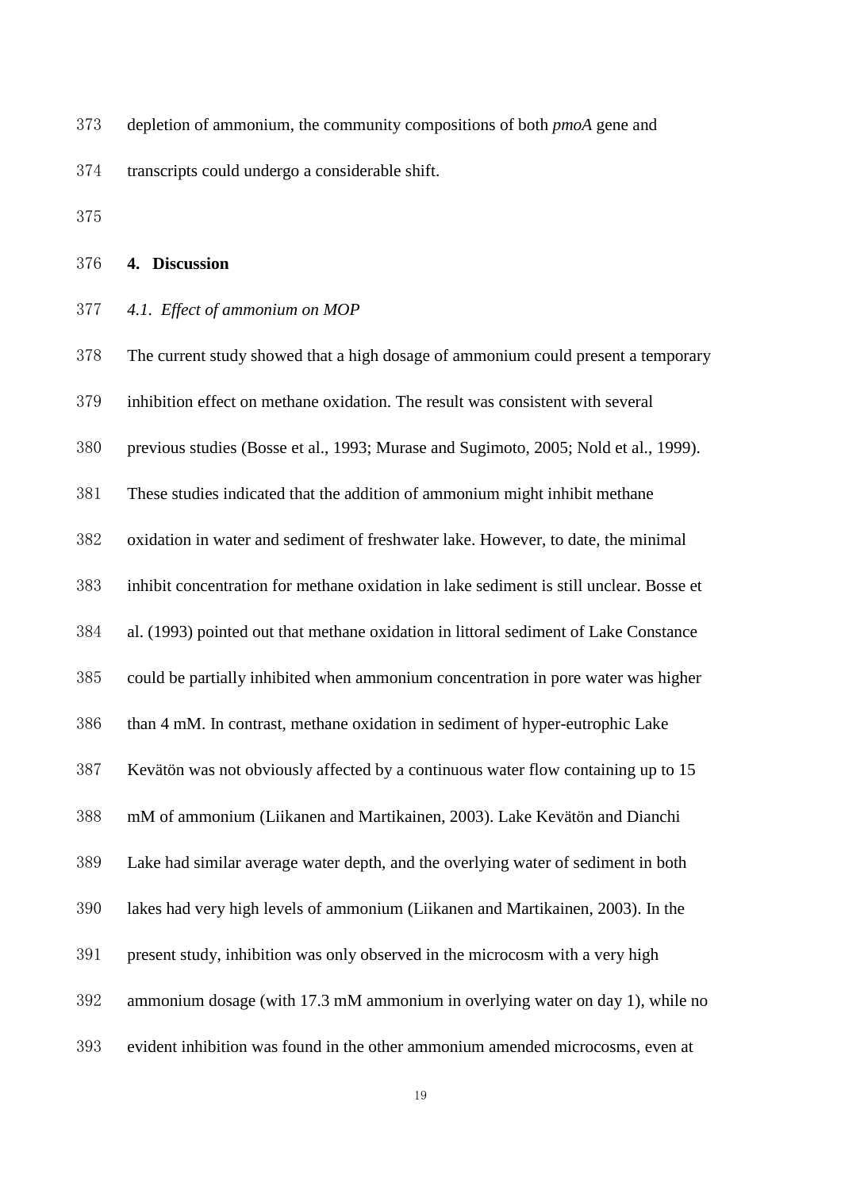depletion of ammonium, the community compositions of both *pmoA* gene and transcripts could undergo a considerable shift.

## 4. Discussion

### *4.1. Effect of ammonium on MOP*

The current study showed that a high dosage of ammonium could present a temporary inhibition effect on methane oxidation. The result was consistent with several previous studies (Bosse et al., 1993; Murase and Sugimoto, 2005; Nold et al., 1999). These studies indicated that the addition of ammonium might inhibit methane oxidation in water and sediment of freshwater lake. However, to date, the minimal inhibit concentration for methane oxidation in lake sediment is still unclear. Bosse et al. (1993) pointed out that methane oxidation in littoral sediment of Lake Constance could be partially inhibited when ammonium concentration in pore water was higher than 4 mM. In contrast, methane oxidation in sediment of hyper-eutrophic Lake Kevätön was not obviously affected by a continuous water flow containing up to 15 mM of ammonium (Liikanen and Martikainen, 2003). Lake Kevätön and Dianchi Lake had similar average water depth, and the overlying water of sediment in both lakes had very high levels of ammonium (Liikanen and Martikainen, 2003). In the present study, inhibition was only observed in the microcosm with a very high ammonium dosage (with 17.3 mM ammonium in overlying water on day 1), while no evident inhibition was found in the other ammonium amended microcosms, even at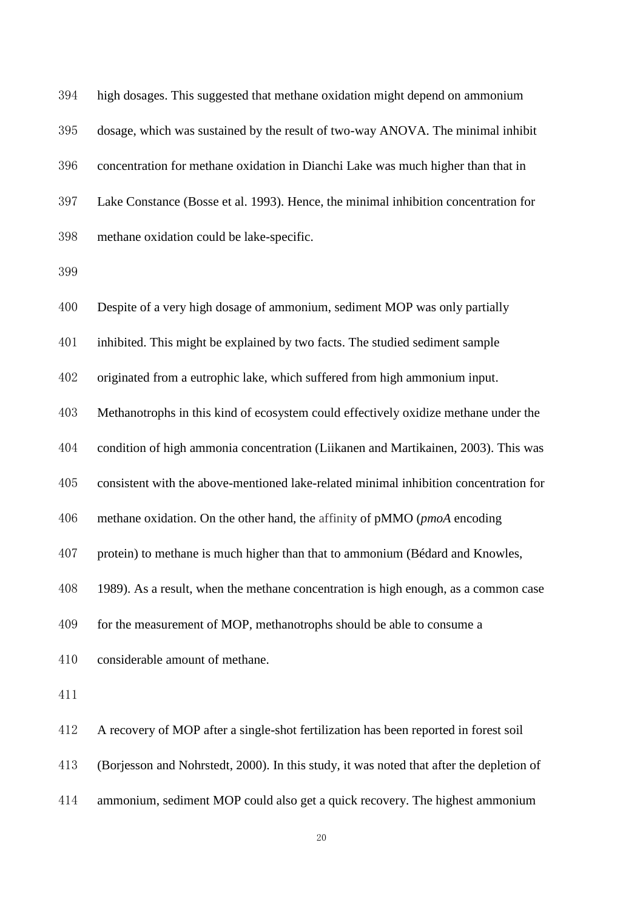high dosages. This suggested that methane oxidation might depend on ammonium dosage, which was sustained by the result of two-way ANOVA. The minimal inhibit concentration for methane oxidation in Dianchi Lake was much higher than that in Lake Constance (Bosse et al. 1993). Hence, the minimal inhibition concentration for methane oxidation could be lake-specific.

Despite of a very high dosage of ammonium, sediment MOP was only partially inhibited. This might be explained by two facts. The studied sediment sample originated from a eutrophic lake, which suffered from high ammonium input. Methanotrophs in this kind of ecosystem could effectively oxidize methane under the condition of high ammonia concentration (Liikanen and Martikainen, 2003). This was consistent with the above-mentioned lake-related minimal inhibition concentration for methane oxidation. On the other hand, the affinity of pMMO (*pmoA* encoding protein) to methane is much higher than that to ammonium (Bédard and Knowles, 1989). As a result, when the methane concentration is high enough, as a common case for the measurement of MOP, methanotrophs should be able to consume a considerable amount of methane.

A recovery of MOP after a single-shot fertilization has been reported in forest soil (Borjesson and Nohrstedt, 2000). In this study, it was noted that after the depletion of ammonium, sediment MOP could also get a quick recovery. The highest ammonium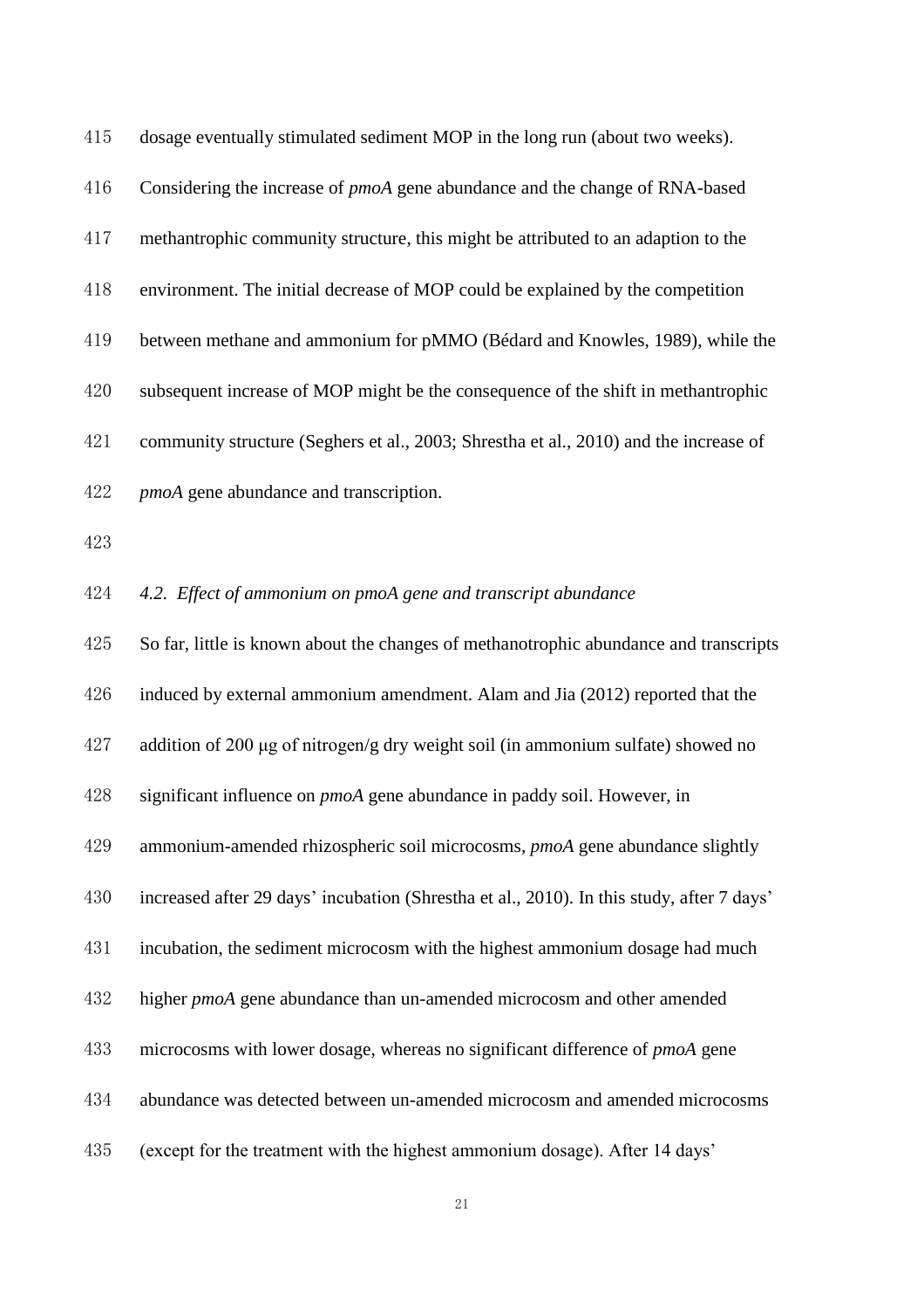dosage eventually stimulated sediment MOP in the long run (about two weeks). Considering the increase of *pmoA* gene abundance and the change of RNA-based methantrophic community structure, this might be attributed to an adaption to the environment. The initial decrease of MOP could be explained by the competition between methane and ammonium for pMMO (Bédard and Knowles, 1989), while the subsequent increase of MOP might be the consequence of the shift in methantrophic community structure (Seghers et al., 2003; Shrestha et al., 2010) and the increase of *pmoA* gene abundance and transcription.

### *4.2. Effect of ammonium on pmoA gene and transcript abundance*

So far, little is known about the changes of methanotrophic abundance and transcripts induced by external ammonium amendment. Alam and Jia (2012) reported that the addition of 200 μg of nitrogen/g dry weight soil (in ammonium sulfate) showed no significant influence on *pmoA* gene abundance in paddy soil. However, in ammonium-amended rhizospheric soil microcosms, *pmoA* gene abundance slightly increased after 29 days' incubation (Shrestha et al., 2010). In this study, after 7 days' incubation, the sediment microcosm with the highest ammonium dosage had much higher *pmoA* gene abundance than un-amended microcosm and other amended microcosms with lower dosage, whereas no significant difference of *pmoA* gene abundance was detected between un-amended microcosm and amended microcosms (except for the treatment with the highest ammonium dosage). After 14 days'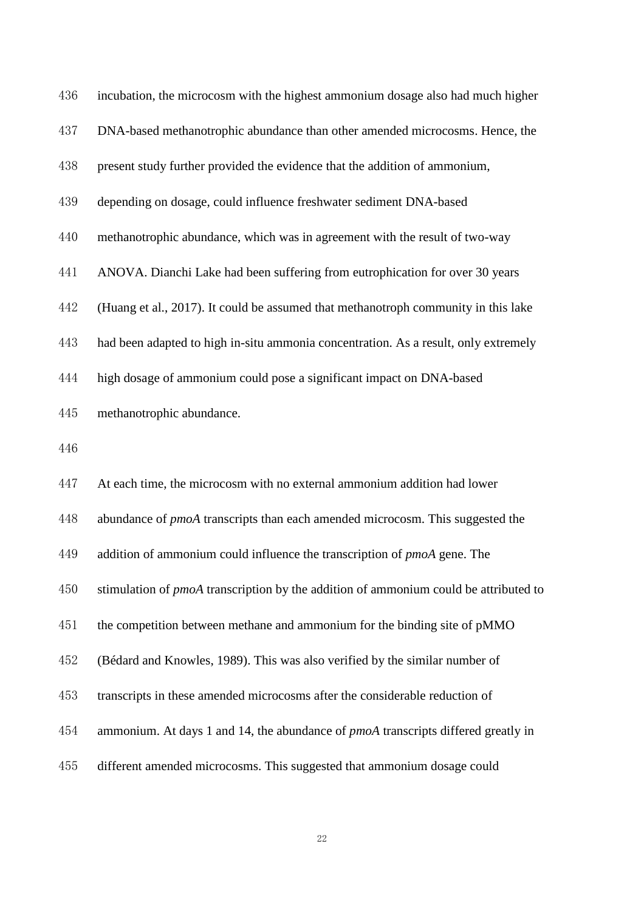incubation, the microcosm with the highest ammonium dosage also had much higher DNA-based methanotrophic abundance than other amended microcosms. Hence, the present study further provided the evidence that the addition of ammonium, depending on dosage, could influence freshwater sediment DNA-based methanotrophic abundance, which was in agreement with the result of two-way ANOVA. Dianchi Lake had been suffering from eutrophication for over 30 years (Huang et al., 2017). It could be assumed that methanotroph community in this lake had been adapted to high in-situ ammonia concentration. As a result, only extremely high dosage of ammonium could pose a significant impact on DNA-based methanotrophic abundance.

At each time, the microcosm with no external ammonium addition had lower abundance of *pmoA* transcripts than each amended microcosm. This suggested the addition of ammonium could influence the transcription of *pmoA* gene. The stimulation of *pmoA* transcription by the addition of ammonium could be attributed to the competition between methane and ammonium for the binding site of pMMO (Bédard and Knowles, 1989). This was also verified by the similar number of transcripts in these amended microcosms after the considerable reduction of ammonium. At days 1 and 14, the abundance of *pmoA* transcripts differed greatly in different amended microcosms. This suggested that ammonium dosage could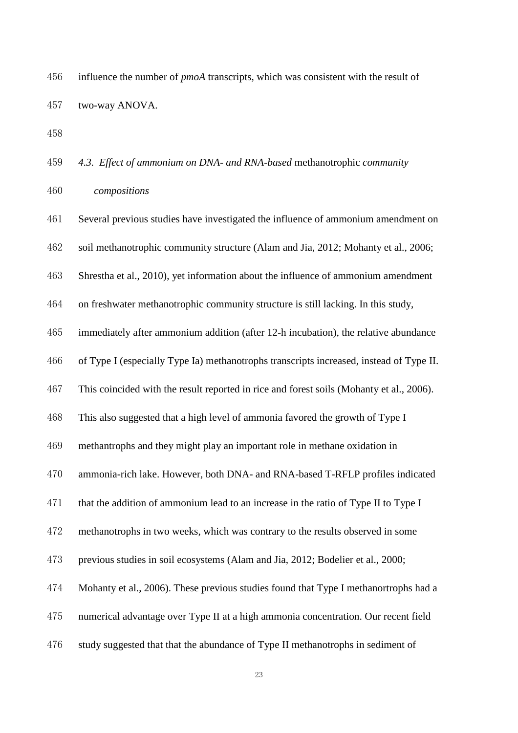influence the number of *pmoA* transcripts, which was consistent with the result of two-way ANOVA.

### *4.3. Effect of ammonium on DNA- and RNA-based* methanotrophic *community compositions*

Several previous studies have investigated the influence of ammonium amendment on soil methanotrophic community structure (Alam and Jia, 2012; Mohanty et al., 2006; Shrestha et al., 2010), yet information about the influence of ammonium amendment on freshwater methanotrophic community structure is still lacking. In this study, immediately after ammonium addition (after 12-h incubation), the relative abundance of Type I (especially Type Ia) methanotrophs transcripts increased, instead of Type II. This coincided with the result reported in rice and forest soils (Mohanty et al., 2006). This also suggested that a high level of ammonia favored the growth of Type I methantrophs and they might play an important role in methane oxidation in ammonia-rich lake. However, both DNA- and RNA-based T-RFLP profiles indicated that the addition of ammonium lead to an increase in the ratio of Type II to Type I methanotrophs in two weeks, which was contrary to the results observed in some previous studies in soil ecosystems (Alam and Jia, 2012; Bodelier et al., 2000; Mohanty et al., 2006). These previous studies found that Type I methanortrophs had a numerical advantage over Type II at a high ammonia concentration. Our recent field study suggested that that the abundance of Type II methanotrophs in sediment of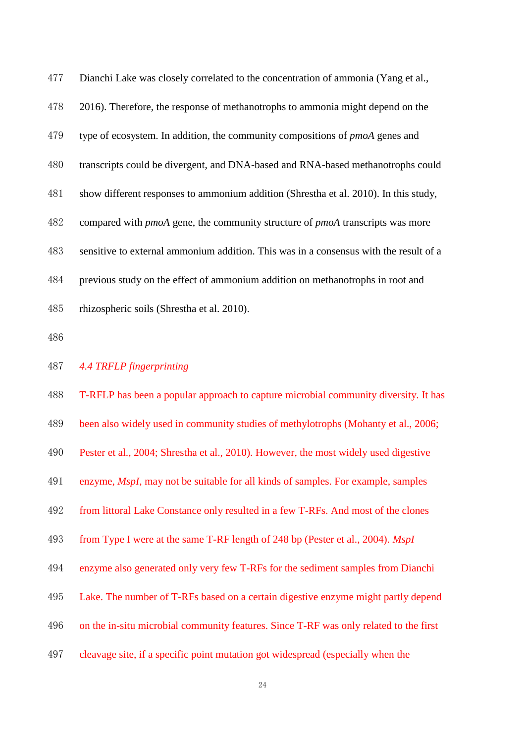Dianchi Lake was closely correlated to the concentration of ammonia (Yang et al., 2016). Therefore, the response of methanotrophs to ammonia might depend on the type of ecosystem. In addition, the community compositions of *pmoA* genes and transcripts could be divergent, and DNA-based and RNA-based methanotrophs could show different responses to ammonium addition (Shrestha et al. 2010). In this study, compared with *pmoA* gene, the community structure of *pmoA* transcripts was more sensitive to external ammonium addition. This was in a consensus with the result of a previous study on the effect of ammonium addition on methanotrophs in root and rhizospheric soils (Shrestha et al. 2010).

### *4.4 TRFLP fingerprinting*

T-RFLP has been a popular approach to capture microbial community diversity. It has been also widely used in community studies of methylotrophs (Mohanty et al., 2006; Pester et al., 2004; Shrestha et al., 2010). However, the most widely used digestive enzyme, *MspI*, may not be suitable for all kinds of samples. For example, samples from littoral Lake Constance only resulted in a few T-RFs. And most of the clones from Type I were at the same T-RF length of 248 bp (Pester et al., 2004). *MspI* enzyme also generated only very few T-RFs for the sediment samples from Dianchi Lake. The number of T-RFs based on a certain digestive enzyme might partly depend on the in-situ microbial community features. Since T-RF was only related to the first cleavage site, if a specific point mutation got widespread (especially when the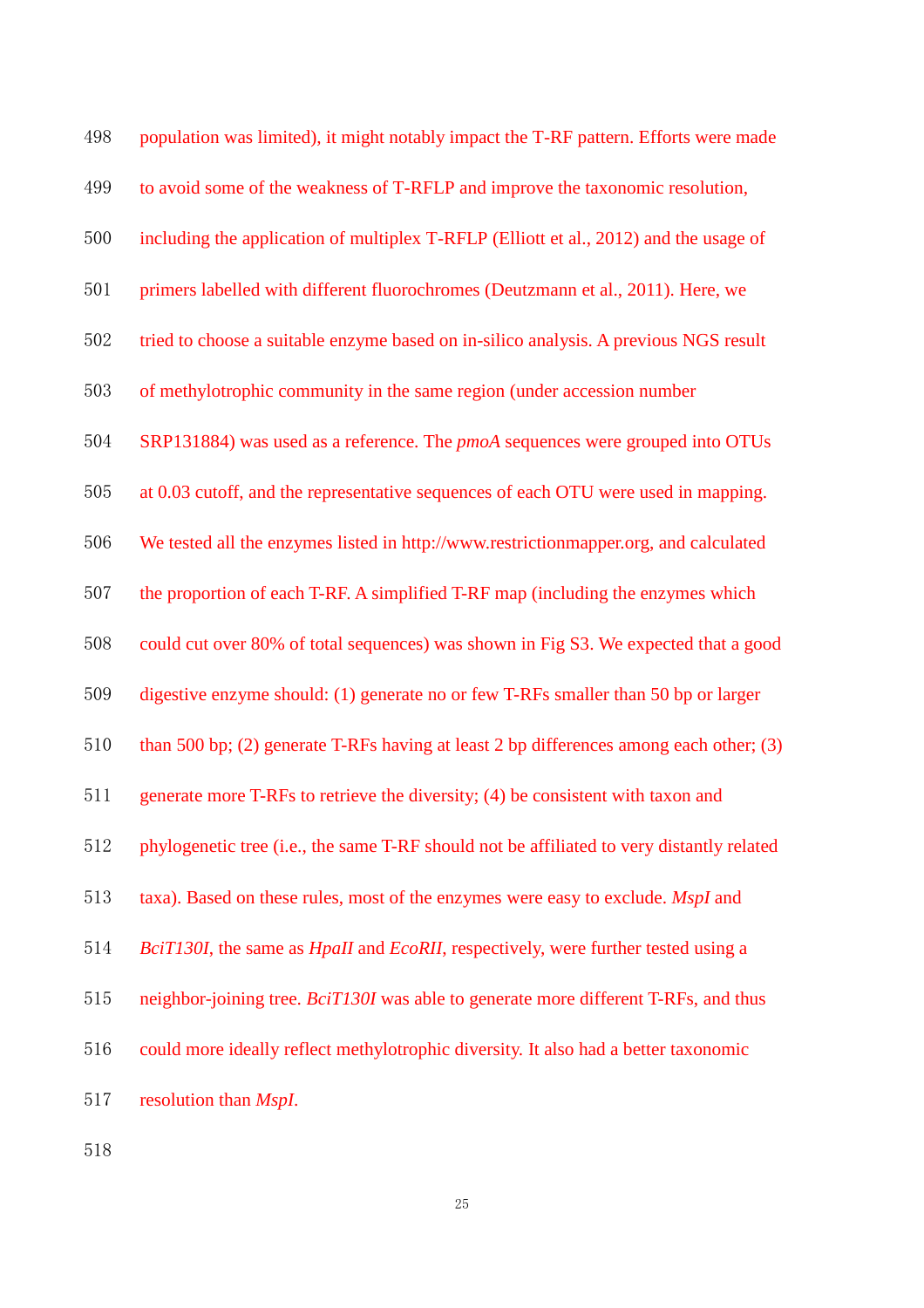population was limited), it might notably impact the T-RF pattern. Efforts were made to avoid some of the weakness of T-RFLP and improve the taxonomic resolution, including the application of multiplex T-RFLP (Elliott et al., 2012) and the usage of primers labelled with different fluorochromes (Deutzmann et al., 2011). Here, we tried to choose a suitable enzyme based on in-silico analysis. A previous NGS result of methylotrophic community in the same region (under accession number SRP131884) was used as a reference. The *pmoA* sequences were grouped into OTUs at 0.03 cutoff, and the representative sequences of each OTU were used in mapping. We tested all the enzymes listed in http://www.restrictionmapper.org, and calculated the proportion of each T-RF. A simplified T-RF map (including the enzymes which could cut over 80% of total sequences) was shown in Fig S3. We expected that a good digestive enzyme should: (1) generate no or few T-RFs smaller than 50 bp or larger than 500 bp; (2) generate T-RFs having at least 2 bp differences among each other; (3) generate more T-RFs to retrieve the diversity; (4) be consistent with taxon and phylogenetic tree (i.e., the same T-RF should not be affiliated to very distantly related taxa). Based on these rules, most of the enzymes were easy to exclude. *MspI* and *BciT130I*, the same as *HpaII* and *EcoRII*, respectively, were further tested using a neighbor-joining tree. *BciT130I* was able to generate more different T-RFs, and thus could more ideally reflect methylotrophic diversity. It also had a better taxonomic resolution than *MspI*.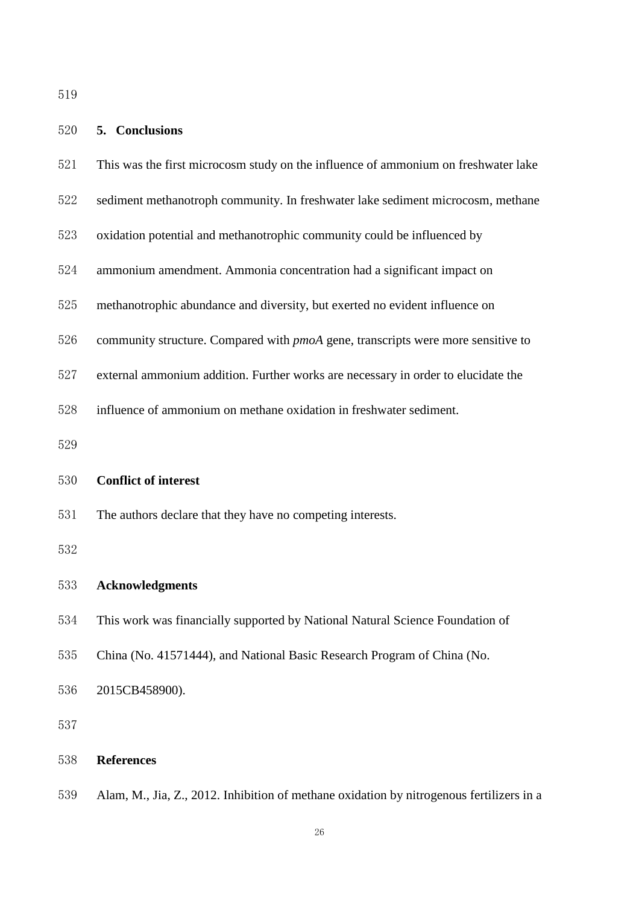## 5. Conclusions

This was the first microcosm study on the influence of ammonium on freshwater lake sediment methanotroph community. In freshwater lake sediment microcosm, methane oxidation potential and methanotrophic community could be influenced by ammonium amendment. Ammonia concentration had a significant impact on methanotrophic abundance and diversity, but exerted no evident influence on community structure. Compared with *pmoA* gene, transcripts were more sensitive to external ammonium addition. Further works are necessary in order to elucidate the influence of ammonium on methane oxidation in freshwater sediment.

## Conflict of interest

The authors declare that they have no competing interests.

## Acknowledgments

This work was financially supported by National Natural Science Foundation of China (No. 41571444), and National Basic Research Program of China (No. 2015CB458900).

## References

Alam, M., Jia, Z., 2012. Inhibition of methane oxidation by nitrogenous fertilizers in a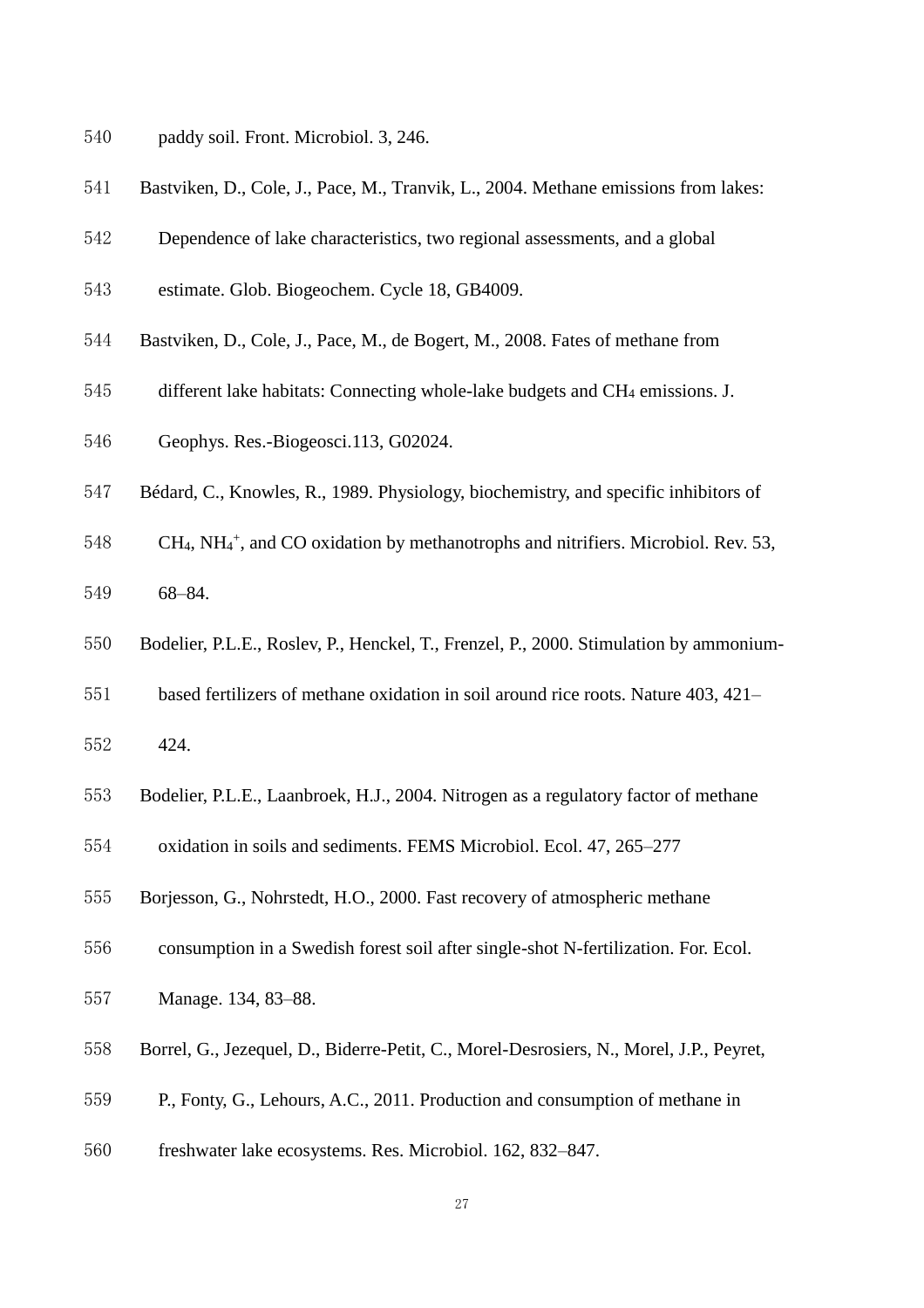paddy soil. Front. Microbiol. 3, 246.

Bastviken, D., Cole, J., Pace, M., Tranvik, L., 2004. Methane emissions from lakes: Dependence of lake characteristics, two regional assessments, and a global estimate. Glob. Biogeochem. Cycle 18, GB4009.

Bastviken, D., Cole, J., Pace, M., de Bogert, M., 2008. Fates of methane from different lake habitats: Connecting whole-lake budgets and $CH_4$ emissions. J. Geophys. Res.-Biogeosci.113, G02024.

Bédard, C., Knowles, R., 1989. Physiology, biochemistry, and specific inhibitors of $CH_4$, $NH_4^+$, and CO oxidation by methanotrophs and nitrifiers. Microbiol. Rev. 53, 68–84.

Bodelier, P.L.E., Roslev, P., Henckel, T., Frenzel, P., 2000. Stimulation by ammonium-based fertilizers of methane oxidation in soil around rice roots. Nature 403, 421–424.

Bodelier, P.L.E., Laanbroek, H.J., 2004. Nitrogen as a regulatory factor of methane oxidation in soils and sediments. FEMS Microbiol. Ecol. 47, 265–277

Borjesson, G., Nohrstedt, H.O., 2000. Fast recovery of atmospheric methane consumption in a Swedish forest soil after single-shot N-fertilization. For. Ecol. Manage. 134, 83–88.

Borrel, G., Jezequel, D., Biderre-Petit, C., Morel-Desrosiers, N., Morel, J.P., Peyret, P., Fonty, G., Lehours, A.C., 2011. Production and consumption of methane in freshwater lake ecosystems. Res. Microbiol. 162, 832–847.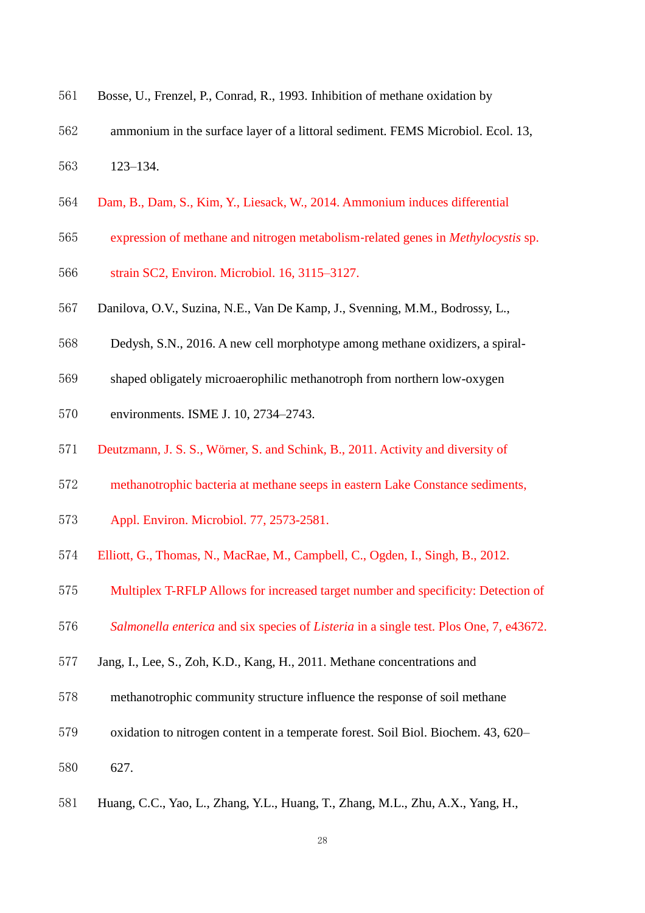Bosse, U., Frenzel, P., Conrad, R., 1993. Inhibition of methane oxidation by ammonium in the surface layer of a littoral sediment. FEMS Microbiol. Ecol. 13, 123–134.

Dam, B., Dam, S., Kim, Y., Liesack, W., 2014. Ammonium induces differential expression of methane and nitrogen metabolism-related genes in *Methylocystis* sp. strain SC2, Environ. Microbiol. 16, 3115–3127.

Danilova, O.V., Suzina, N.E., Van De Kamp, J., Svenning, M.M., Bodrossy, L., Dedysh, S.N., 2016. A new cell morphotype among methane oxidizers, a spiral-shaped obligately microaerophilic methanotroph from northern low-oxygen environments. ISME J. 10, 2734–2743.

Deutzmann, J. S. S., Wörner, S. and Schink, B., 2011. Activity and diversity of methanotrophic bacteria at methane seeps in eastern Lake Constance sediments, Appl. Environ. Microbiol. 77, 2573-2581.

Elliott, G., Thomas, N., MacRae, M., Campbell, C., Ogden, I., Singh, B., 2012. Multiplex T-RFLP Allows for increased target number and specificity: Detection of *Salmonella enterica* and six species of *Listeria* in a single test. Plos One, 7, e43672.

Jang, I., Lee, S., Zoh, K.D., Kang, H., 2011. Methane concentrations and methanotrophic community structure influence the response of soil methane oxidation to nitrogen content in a temperate forest. Soil Biol. Biochem. 43, 620–627.

Huang, C.C., Yao, L., Zhang, Y.L., Huang, T., Zhang, M.L., Zhu, A.X., Yang, H.,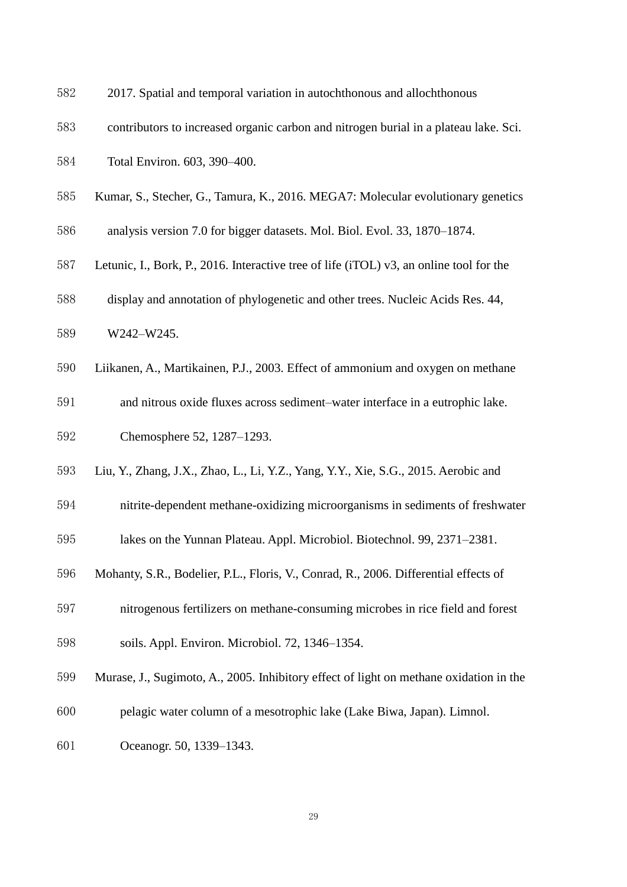2017. Spatial and temporal variation in autochthonous and allochthonous contributors to increased organic carbon and nitrogen burial in a plateau lake. Sci. Total Environ. 603, 390–400.

Kumar, S., Stecher, G., Tamura, K., 2016. MEGA7: Molecular evolutionary genetics analysis version 7.0 for bigger datasets. Mol. Biol. Evol. 33, 1870–1874.

Letunic, I., Bork, P., 2016. Interactive tree of life (iTOL) v3, an online tool for the display and annotation of phylogenetic and other trees. Nucleic Acids Res. 44, W242–W245.

Liikanen, A., Martikainen, P.J., 2003. Effect of ammonium and oxygen on methane and nitrous oxide fluxes across sediment–water interface in a eutrophic lake. Chemosphere 52, 1287–1293.

Liu, Y., Zhang, J.X., Zhao, L., Li, Y.Z., Yang, Y.Y., Xie, S.G., 2015. Aerobic and nitrite-dependent methane-oxidizing microorganisms in sediments of freshwater lakes on the Yunnan Plateau. Appl. Microbiol. Biotechnol. 99, 2371–2381.

Mohanty, S.R., Bodelier, P.L., Floris, V., Conrad, R., 2006. Differential effects of nitrogenous fertilizers on methane-consuming microbes in rice field and forest soils. Appl. Environ. Microbiol. 72, 1346–1354.

Murase, J., Sugimoto, A., 2005. Inhibitory effect of light on methane oxidation in the pelagic water column of a mesotrophic lake (Lake Biwa, Japan). Limnol. Oceanogr. 50, 1339–1343.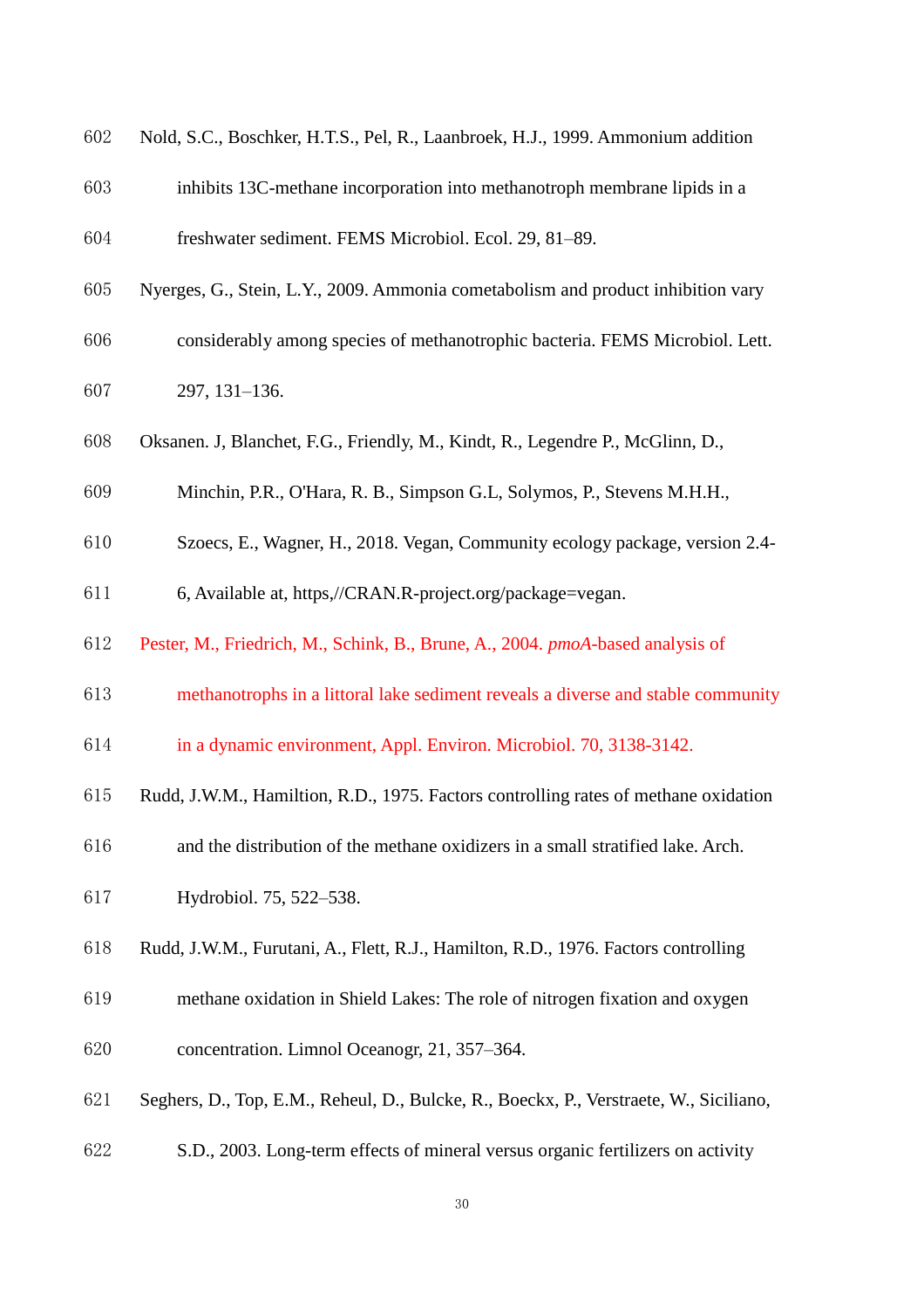Nold, S.C., Boschker, H.T.S., Pel, R., Laanbroek, H.J., 1999. Ammonium addition inhibits 13C-methane incorporation into methanotroph membrane lipids in a freshwater sediment. FEMS Microbiol. Ecol. 29, 81–89.

Nyerges, G., Stein, L.Y., 2009. Ammonia cometabolism and product inhibition vary considerably among species of methanotrophic bacteria. FEMS Microbiol. Lett. 297, 131–136.

Oksanen. J, Blanchet, F.G., Friendly, M., Kindt, R., Legendre P., McGlinn, D., Minchin, P.R., O'Hara, R. B., Simpson G.L, Solymos, P., Stevens M.H.H., Szoecs, E., Wagner, H., 2018. Vegan, Community ecology package, version 2.4-6, Available at, https,//CRAN.R-project.org/package=vegan.

Pester, M., Friedrich, M., Schink, B., Brune, A., 2004. *pmoA*-based analysis of methanotrophs in a littoral lake sediment reveals a diverse and stable community in a dynamic environment, Appl. Environ. Microbiol. 70, 3138-3142.

Rudd, J.W.M., Hamiltion, R.D., 1975. Factors controlling rates of methane oxidation and the distribution of the methane oxidizers in a small stratified lake. Arch. Hydrobiol. 75, 522–538.

Rudd, J.W.M., Furutani, A., Flett, R.J., Hamilton, R.D., 1976. Factors controlling methane oxidation in Shield Lakes: The role of nitrogen fixation and oxygen concentration. Limnol Oceanogr, 21, 357–364.

Seghers, D., Top, E.M., Reheul, D., Bulcke, R., Boeckx, P., Verstraete, W., Siciliano, S.D., 2003. Long-term effects of mineral versus organic fertilizers on activity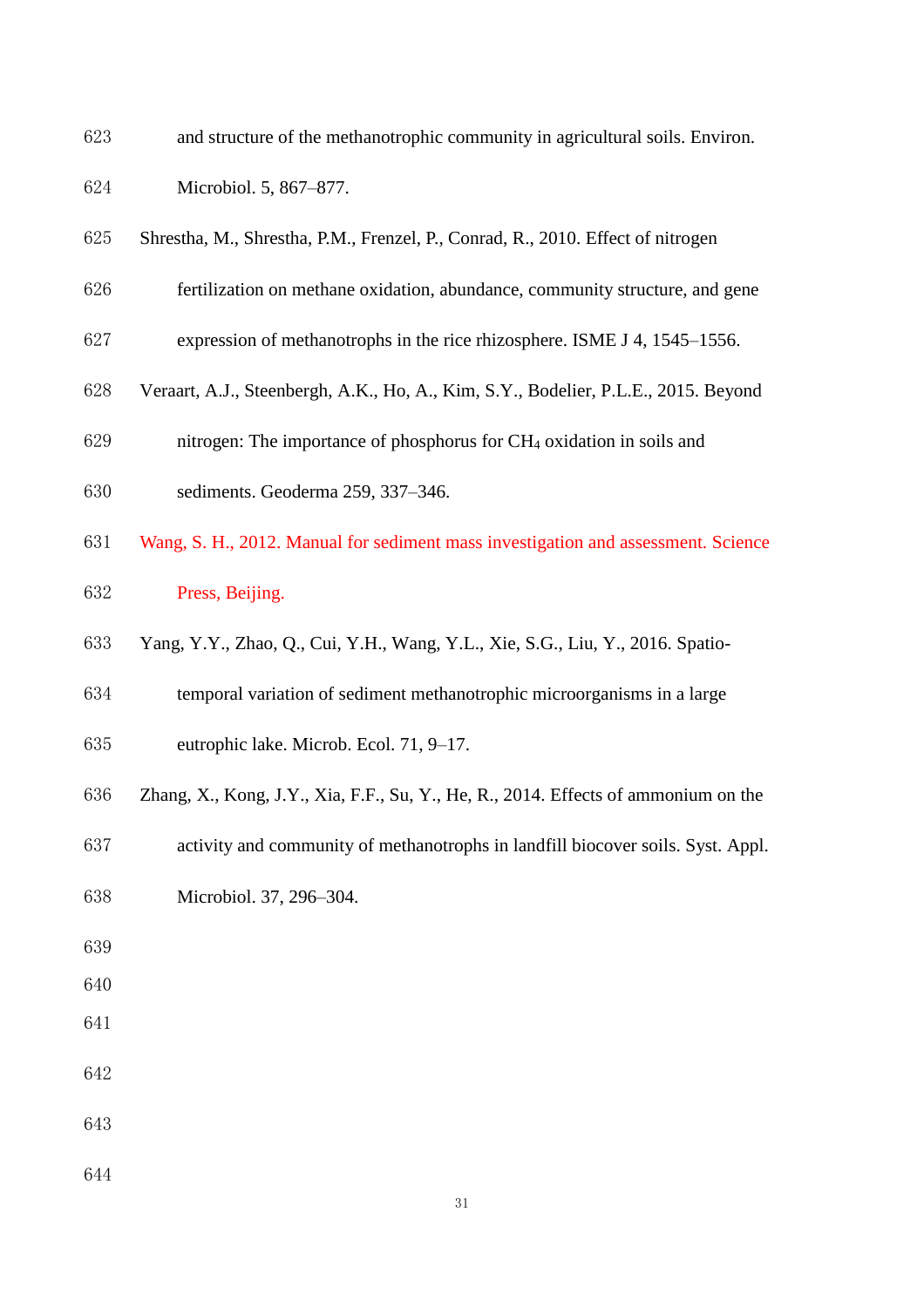and structure of the methanotrophic community in agricultural soils. Environ. Microbiol. 5, 867–877.

Shrestha, M., Shrestha, P.M., Frenzel, P., Conrad, R., 2010. Effect of nitrogen fertilization on methane oxidation, abundance, community structure, and gene expression of methanotrophs in the rice rhizosphere. ISME J 4, 1545–1556.

Veraart, A.J., Steenbergh, A.K., Ho, A., Kim, S.Y., Bodelier, P.L.E., 2015. Beyond nitrogen: The importance of phosphorus for $CH_4$ oxidation in soils and sediments. Geoderma 259, 337–346.

Wang, S. H., 2012. Manual for sediment mass investigation and assessment. Science Press, Beijing.

Yang, Y.Y., Zhao, Q., Cui, Y.H., Wang, Y.L., Xie, S.G., Liu, Y., 2016. Spatio-temporal variation of sediment methanotrophic microorganisms in a large eutrophic lake. Microb. Ecol. 71, 9–17.

Zhang, X., Kong, J.Y., Xia, F.F., Su, Y., He, R., 2014. Effects of ammonium on the activity and community of methanotrophs in landfill biocover soils. Syst. Appl. Microbiol. 37, 296–304.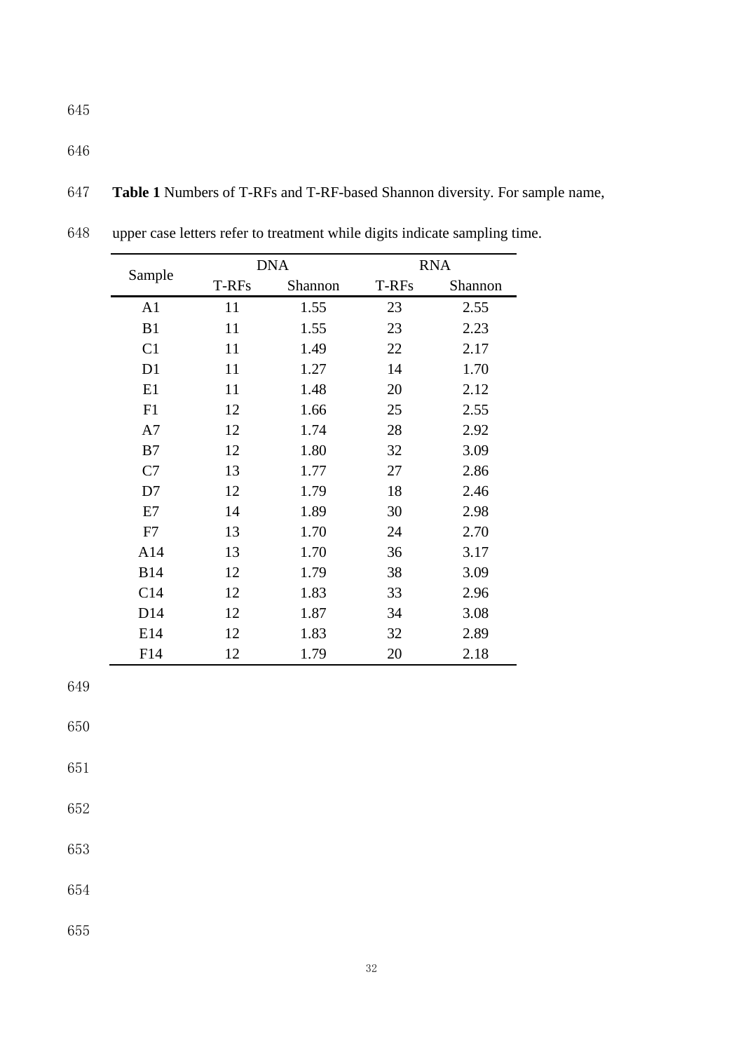**Table 1** Numbers of T-RFs and T-RF-based Shannon diversity. For sample name, upper case letters refer to treatment while digits indicate sampling time.

| Sample | DNA | | RNA | |
|---|---|---|---|---|
| | T-RFs | Shannon | T-RFs | Shannon |
| A1 | 11 | 1.55 | 23 | 2.55 |
| B1 | 11 | 1.55 | 23 | 2.23 |
| C1 | 11 | 1.49 | 22 | 2.17 |
| D1 | 11 | 1.27 | 14 | 1.70 |
| E1 | 11 | 1.48 | 20 | 2.12 |
| F1 | 12 | 1.66 | 25 | 2.55 |
| A7 | 12 | 1.74 | 28 | 2.92 |
| B7 | 12 | 1.80 | 32 | 3.09 |
| C7 | 13 | 1.77 | 27 | 2.86 |
| D7 | 12 | 1.79 | 18 | 2.46 |
| E7 | 14 | 1.89 | 30 | 2.98 |
| F7 | 13 | 1.70 | 24 | 2.70 |
| A14 | 13 | 1.70 | 36 | 3.17 |
| B14 | 12 | 1.79 | 38 | 3.09 |
| C14 | 12 | 1.83 | 33 | 2.96 |
| D14 | 12 | 1.87 | 34 | 3.08 |
| E14 | 12 | 1.83 | 32 | 2.89 |
| F14 | 12 | 1.79 | 20 | 2.18 |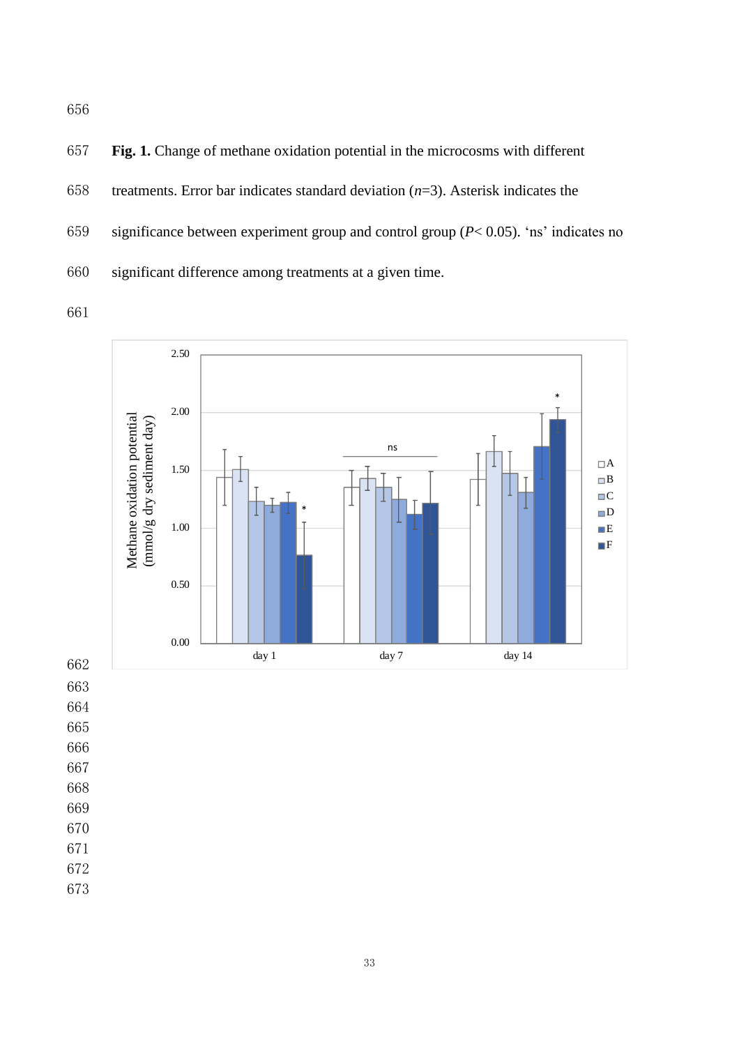**Fig. 1.** Change of methane oxidation potential in the microcosms with different treatments. Error bar indicates standard deviation ($n$=3). Asterisk indicates the significance between experiment group and control group ($P$< 0.05). 'ns' indicates no significant difference among treatments at a given time.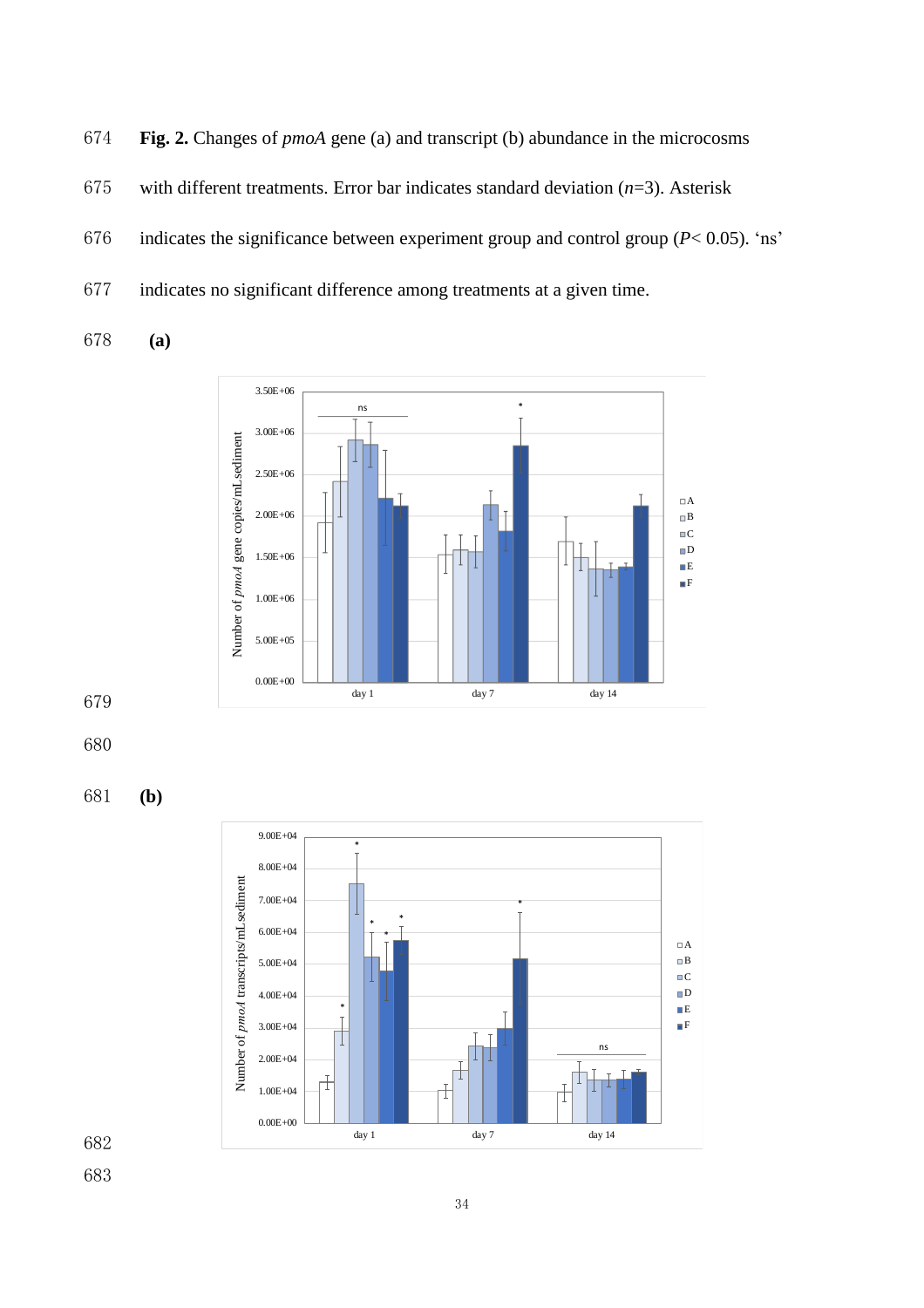**Fig. 2.** Changes of *pmoA* gene (a) and transcript (b) abundance in the microcosms with different treatments. Error bar indicates standard deviation (*n*=3). Asterisk indicates the significance between experiment group and control group ($P< 0.05$). 'ns' indicates no significant difference among treatments at a given time.

**(a)**

**(b)**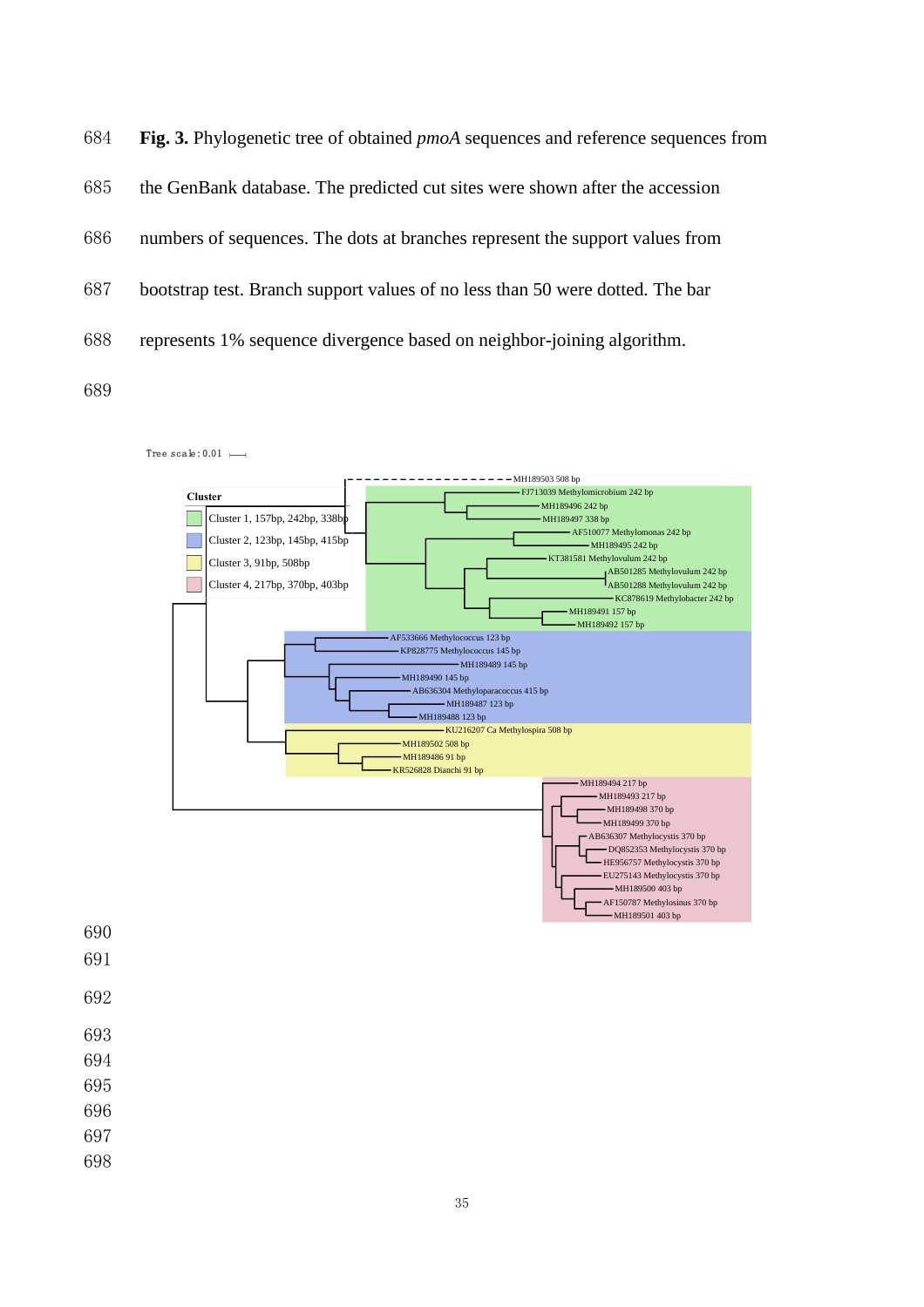**Fig. 3.** Phylogenetic tree of obtained *pmoA* sequences and reference sequences from the GenBank database. The predicted cut sites were shown after the accession numbers of sequences. The dots at branches represent the support values from bootstrap test. Branch support values of no less than 50 were dotted. The bar represents 1% sequence divergence based on neighbor-joining algorithm.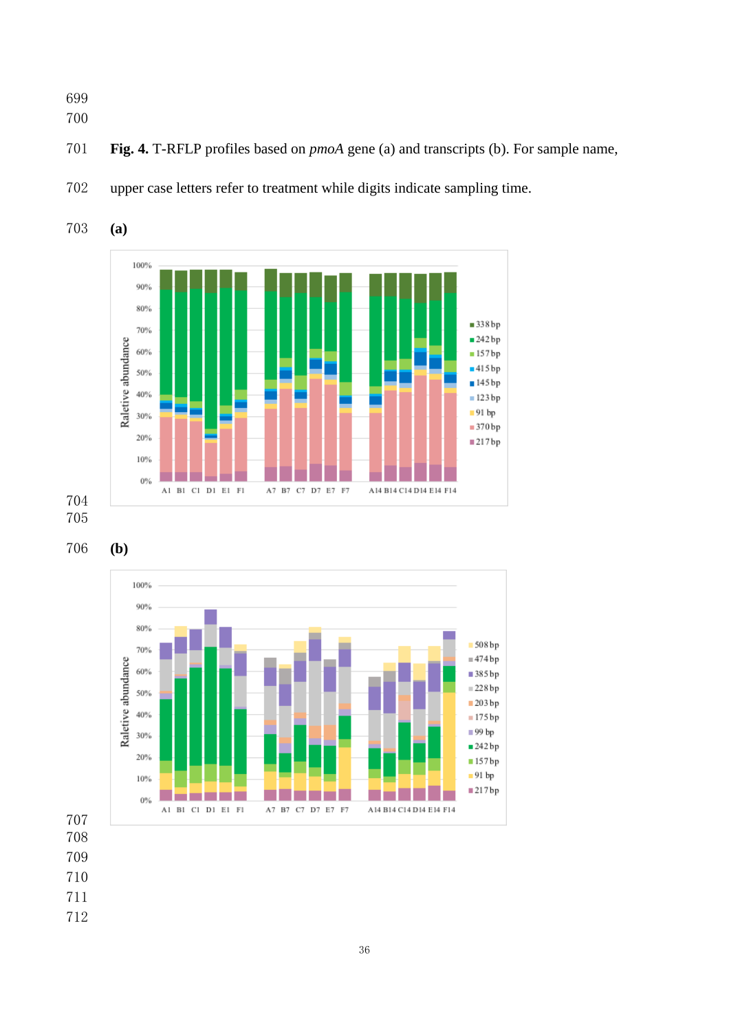**Fig. 4.** T-RFLP profiles based on *pmoA* gene (a) and transcripts (b). For sample name, upper case letters refer to treatment while digits indicate sampling time.

**(a)**

**(b)**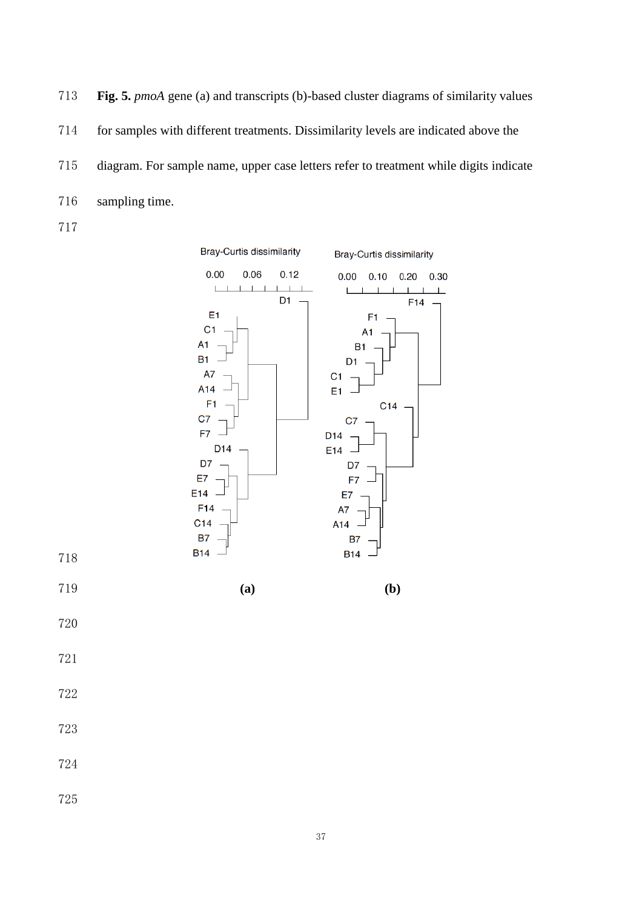**Fig. 5.** *pmoA* gene (a) and transcripts (b)-based cluster diagrams of similarity values for samples with different treatments. Dissimilarity levels are indicated above the diagram. For sample name, upper case letters refer to treatment while digits indicate sampling time.

**(a)** **(b)**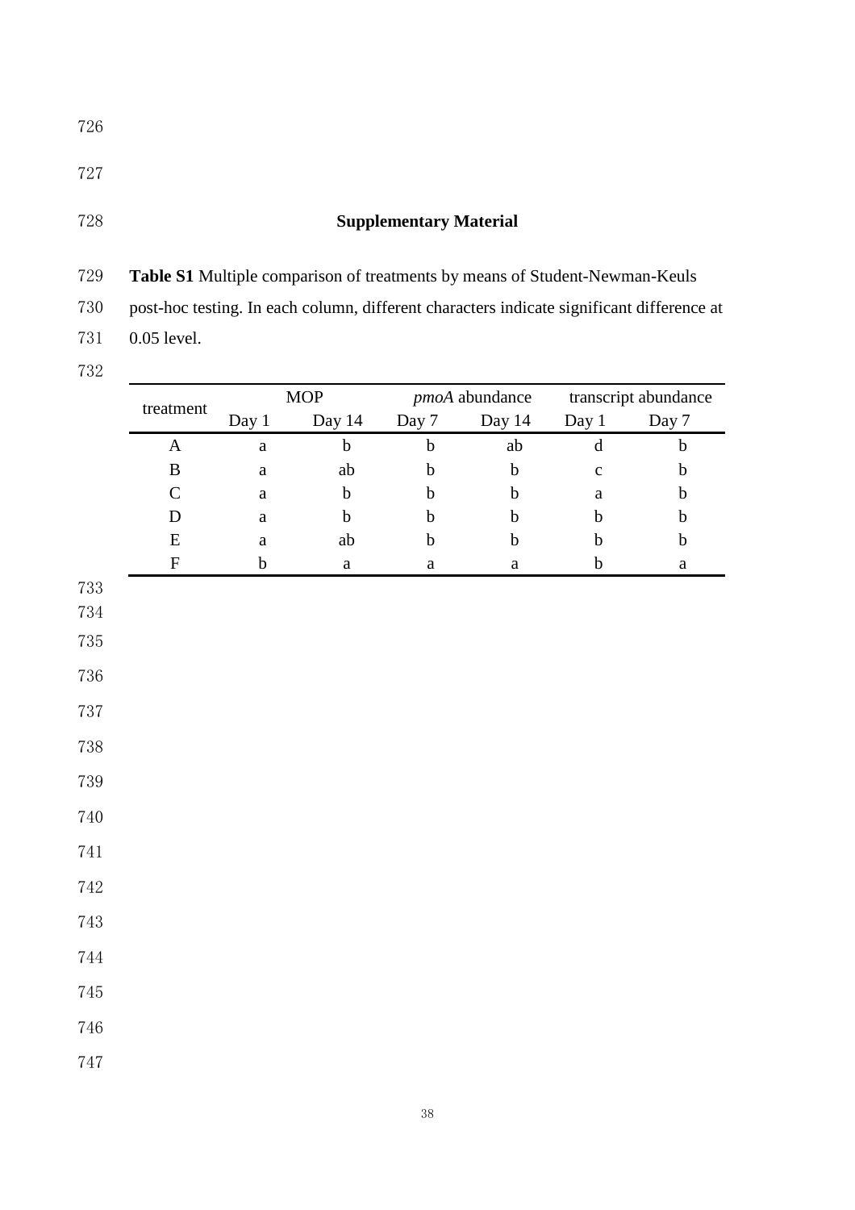## Supplementary Material

**Table S1** Multiple comparison of treatments by means of Student-Newman-Keuls post-hoc testing. In each column, different characters indicate significant difference at 0.05 level.

| treatment | MOP | | *pmoA* abundance | | transcript abundance | |
|---|---|---|---|---|---|---|
| | Day 1 | Day 14 | Day 7 | Day 14 | Day 1 | Day 7 |
| A | a | b | b | ab | d | b |
| B | a | ab | b | b | c | b |
| C | a | b | b | b | a | b |
| D | a | b | b | b | b | b |
| E | a | ab | b | b | b | b |
| F | b | a | a | a | b | a |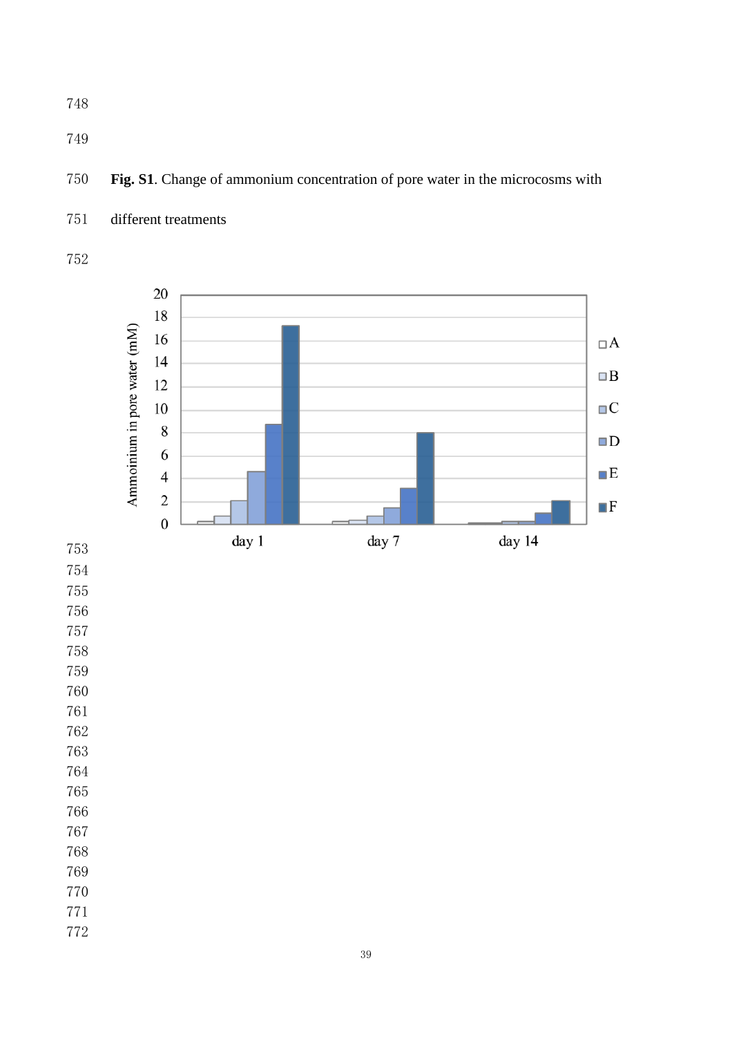**Fig. S1**. Change of ammonium concentration of pore water in the microcosms with different treatments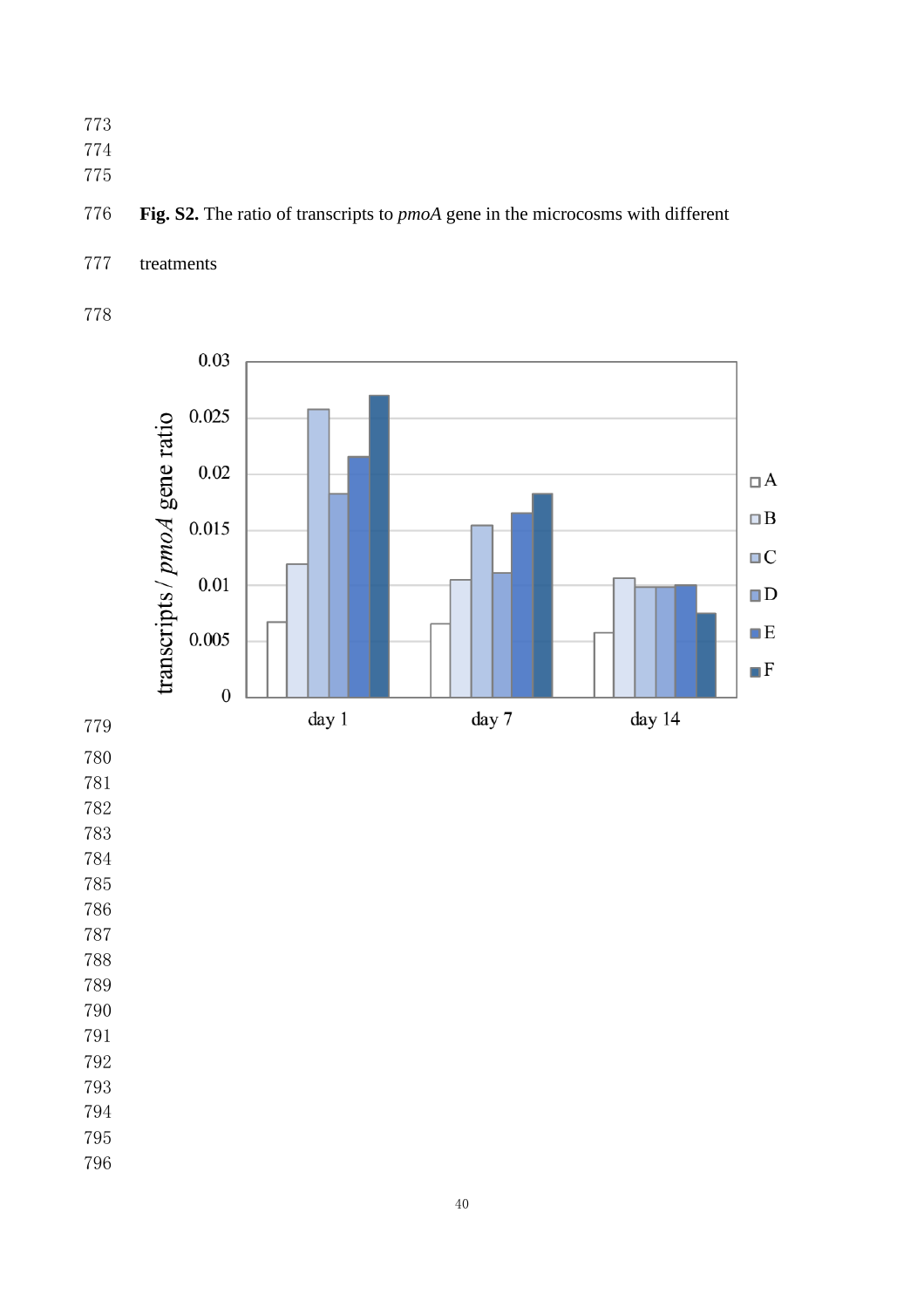**Fig. S2.** The ratio of transcripts to *pmoA* gene in the microcosms with different treatments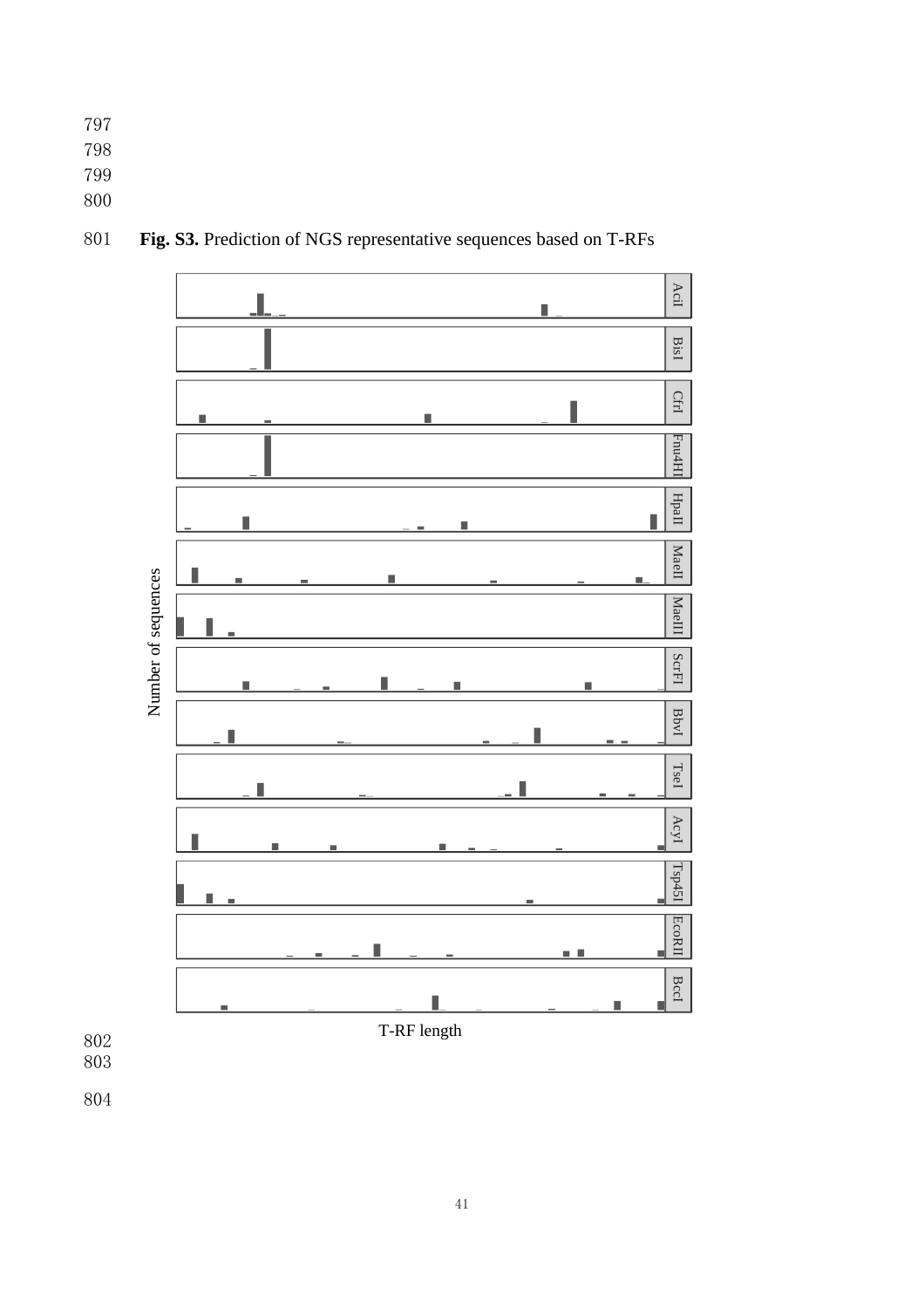**Fig. S3.** Prediction of NGS representative sequences based on T-RFs

AciI

BisI

CfrI

Fnu4HI

HpaII

MaeII

MaeIII

ScrFI

BbvI

TseI

AcyI

Tsp45I

EcoRII

BccI

Number of sequences

T-RF length